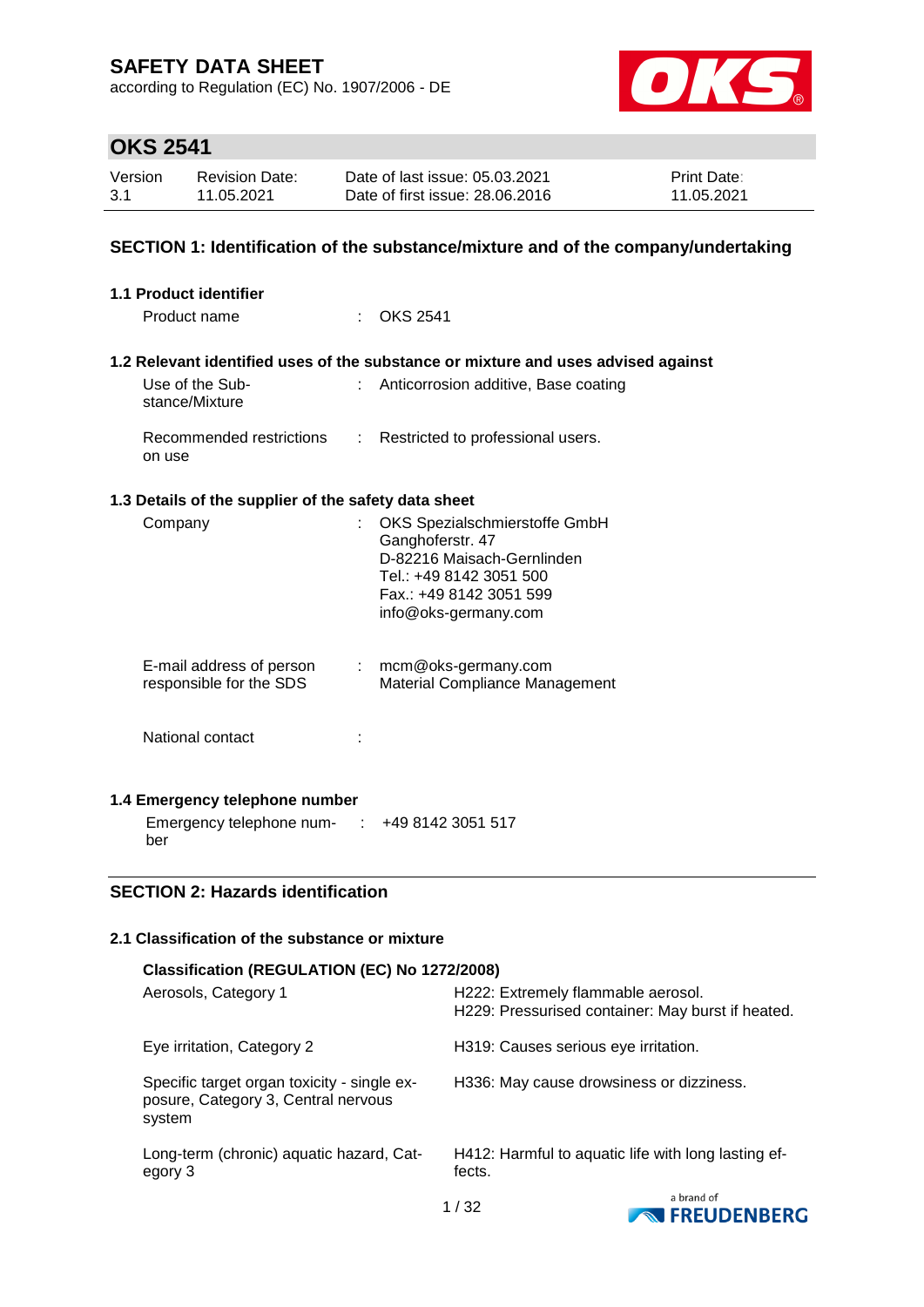# SAFETY DATA SHEET

according to Regulation (EC) No. 1907/2006 - DE

## OKS 2541

| Version | Revision Date: | Date of last issue: 05.03.2021 | Print Date: |
|---|---|---|---|
| 3.1 | 11.05.2021 | Date of first issue: 28.06.2016 | 11.05.2021 |

## SECTION 1: Identification of the substance/mixture and of the company/undertaking

### 1.1 Product identifier

Product name : OKS 2541

### 1.2 Relevant identified uses of the substance or mixture and uses advised against

Use of the Substance/Mixture : Anticorrosion additive, Base coating

Recommended restrictions on use : Restricted to professional users.

### 1.3 Details of the supplier of the safety data sheet

Company : OKS Spezialschmierstoffe GmbH
Ganghoferstr. 47
D-82216 Maisach-Gernlinden
Tel.: +49 8142 3051 500
Fax.: +49 8142 3051 599
info@oks-germany.com

E-mail address of person responsible for the SDS : mcm@oks-germany.com
Material Compliance Management

National contact :

### 1.4 Emergency telephone number

Emergency telephone number : +49 8142 3051 517

## SECTION 2: Hazards identification

### 2.1 Classification of the substance or mixture

**Classification (REGULATION (EC) No 1272/2008)**

| | |
|---|---|
| Aerosols, Category 1 | H222: Extremely flammable aerosol.<br>H229: Pressurised container: May burst if heated. |
| Eye irritation, Category 2 | H319: Causes serious eye irritation. |
| Specific target organ toxicity - single exposure, Category 3, Central nervous system | H336: May cause drowsiness or dizziness. |
| Long-term (chronic) aquatic hazard, Category 3 | H412: Harmful to aquatic life with long lasting effects. |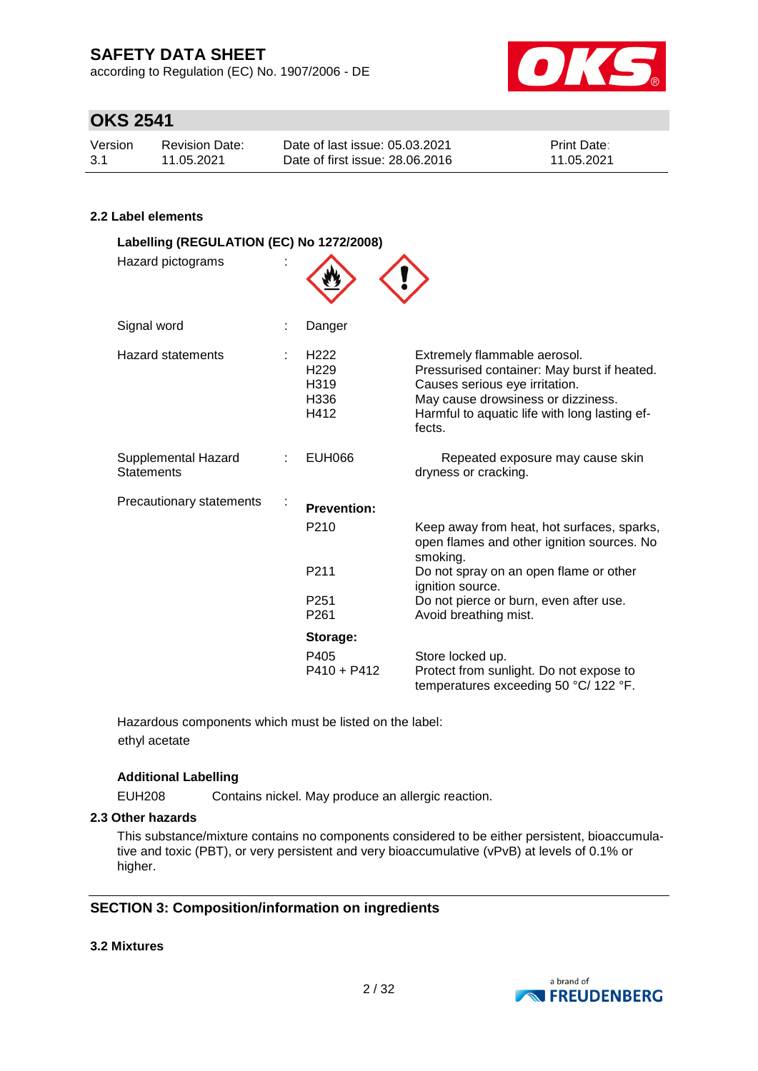### 2.2 Label elements

**Labelling (REGULATION (EC) No 1272/2008)**

| | | | |
|---|---|---|---|
| Hazard pictograms | : | | |
| Signal word | : | Danger | |
| Hazard statements | : | H222 | Extremely flammable aerosol. |
| | | H229 | Pressurised container: May burst if heated. |
| | | H319 | Causes serious eye irritation. |
| | | H336 | May cause drowsiness or dizziness. |
| | | H412 | Harmful to aquatic life with long lasting effects. |
| Supplemental Hazard Statements | : | EUH066 | Repeated exposure may cause skin dryness or cracking. |
| Precautionary statements | : | **Prevention:** | |
| | | P210 | Keep away from heat, hot surfaces, sparks, open flames and other ignition sources. No smoking. |
| | | P211 | Do not spray on an open flame or other ignition source. |
| | | P251 | Do not pierce or burn, even after use. |
| | | P261 | Avoid breathing mist. |
| | | **Storage:** | |
| | | P405 | Store locked up. |
| | | P410 + P412 | Protect from sunlight. Do not expose to temperatures exceeding 50 °C/ 122 °F. |

Hazardous components which must be listed on the label:
ethyl acetate

**Additional Labelling**

EUH208 Contains nickel. May produce an allergic reaction.

### 2.3 Other hazards

This substance/mixture contains no components considered to be either persistent, bioaccumulative and toxic (PBT), or very persistent and very bioaccumulative (vPvB) at levels of 0.1% or higher.

## SECTION 3: Composition/information on ingredients

### 3.2 Mixtures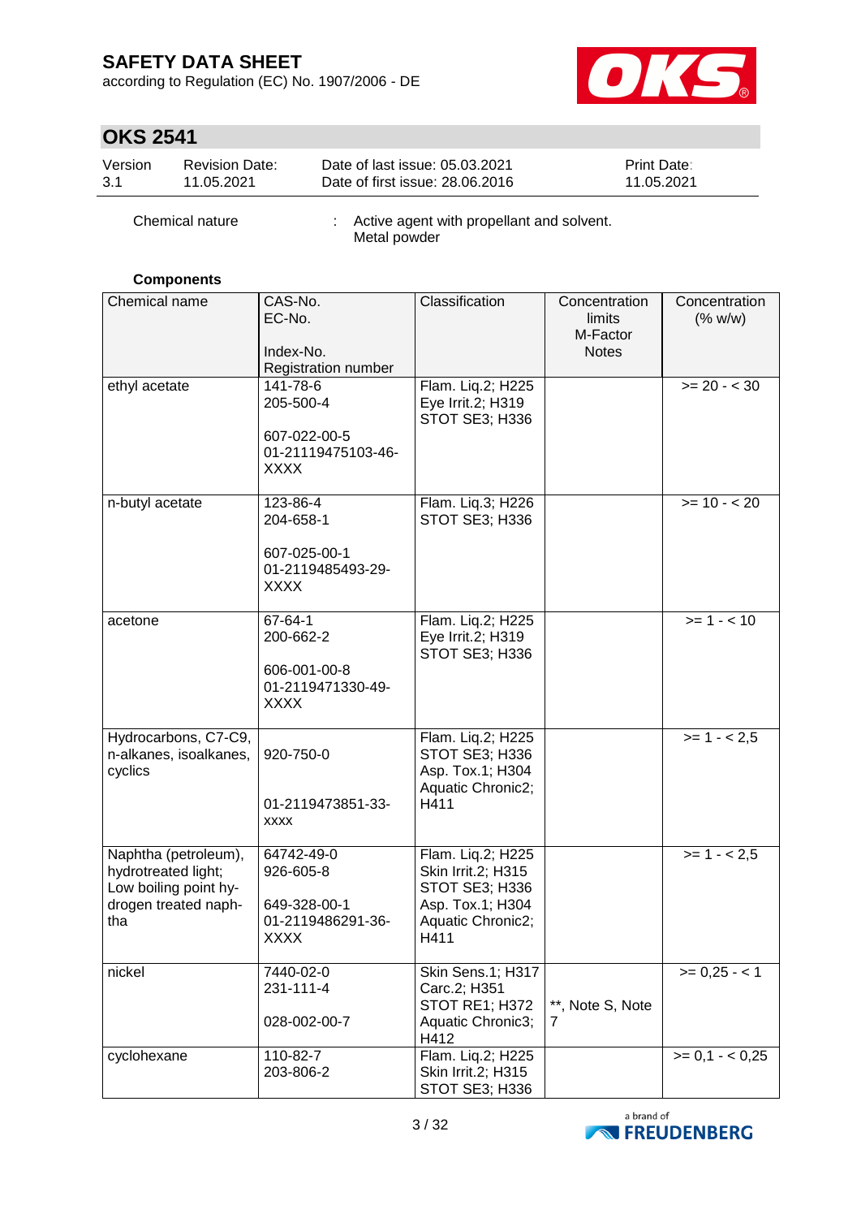# SAFETY DATA SHEET

according to Regulation (EC) No. 1907/2006 - DE

## OKS 2541

| Version | Revision Date: | Date of last issue: 05.03.2021 | Print Date: |
|---|---|---|---|
| 3.1 | 11.05.2021 | Date of first issue: 28.06.2016 | 11.05.2021 |

Chemical nature : Active agent with propellant and solvent.
Metal powder

**Components**

| Chemical name | CAS-No.<br>EC-No.<br>Index-No.<br>Registration number | Classification | Concentration limits<br>M-Factor<br>Notes | Concentration (% w/w) |
|---|---|---|---|---|
| ethyl acetate | 141-78-6<br>205-500-4<br>607-022-00-5<br>01-21119475103-46-XXXX | Flam. Liq.2; H225<br>Eye Irrit.2; H319<br>STOT SE3; H336 | | >= 20 - < 30 |
| n-butyl acetate | 123-86-4<br>204-658-1<br>607-025-00-1<br>01-2119485493-29-XXXX | Flam. Liq.3; H226<br>STOT SE3; H336 | | >= 10 - < 20 |
| acetone | 67-64-1<br>200-662-2<br>606-001-00-8<br>01-2119471330-49-XXXX | Flam. Liq.2; H225<br>Eye Irrit.2; H319<br>STOT SE3; H336 | | >= 1 - < 10 |
| Hydrocarbons, C7-C9, n-alkanes, isoalkanes, cyclics | 920-750-0<br>01-2119473851-33-xxxx | Flam. Liq.2; H225<br>STOT SE3; H336<br>Asp. Tox.1; H304<br>Aquatic Chronic2; H411 | | >= 1 - < 2,5 |
| Naphtha (petroleum), hydrotreated light; Low boiling point hydrogen treated naphtha | 64742-49-0<br>926-605-8<br>649-328-00-1<br>01-2119486291-36-XXXX | Flam. Liq.2; H225<br>Skin Irrit.2; H315<br>STOT SE3; H336<br>Asp. Tox.1; H304<br>Aquatic Chronic2; H411 | | >= 1 - < 2,5 |
| nickel | 7440-02-0<br>231-111-4<br>028-002-00-7 | Skin Sens.1; H317<br>Carc.2; H351<br>STOT RE1; H372<br>Aquatic Chronic3; H412 | **, Note S, Note 7 | >= 0,25 - < 1 |
| cyclohexane | 110-82-7<br>203-806-2 | Flam. Liq.2; H225<br>Skin Irrit.2; H315<br>STOT SE3; H336 | | >= 0,1 - < 0,25 |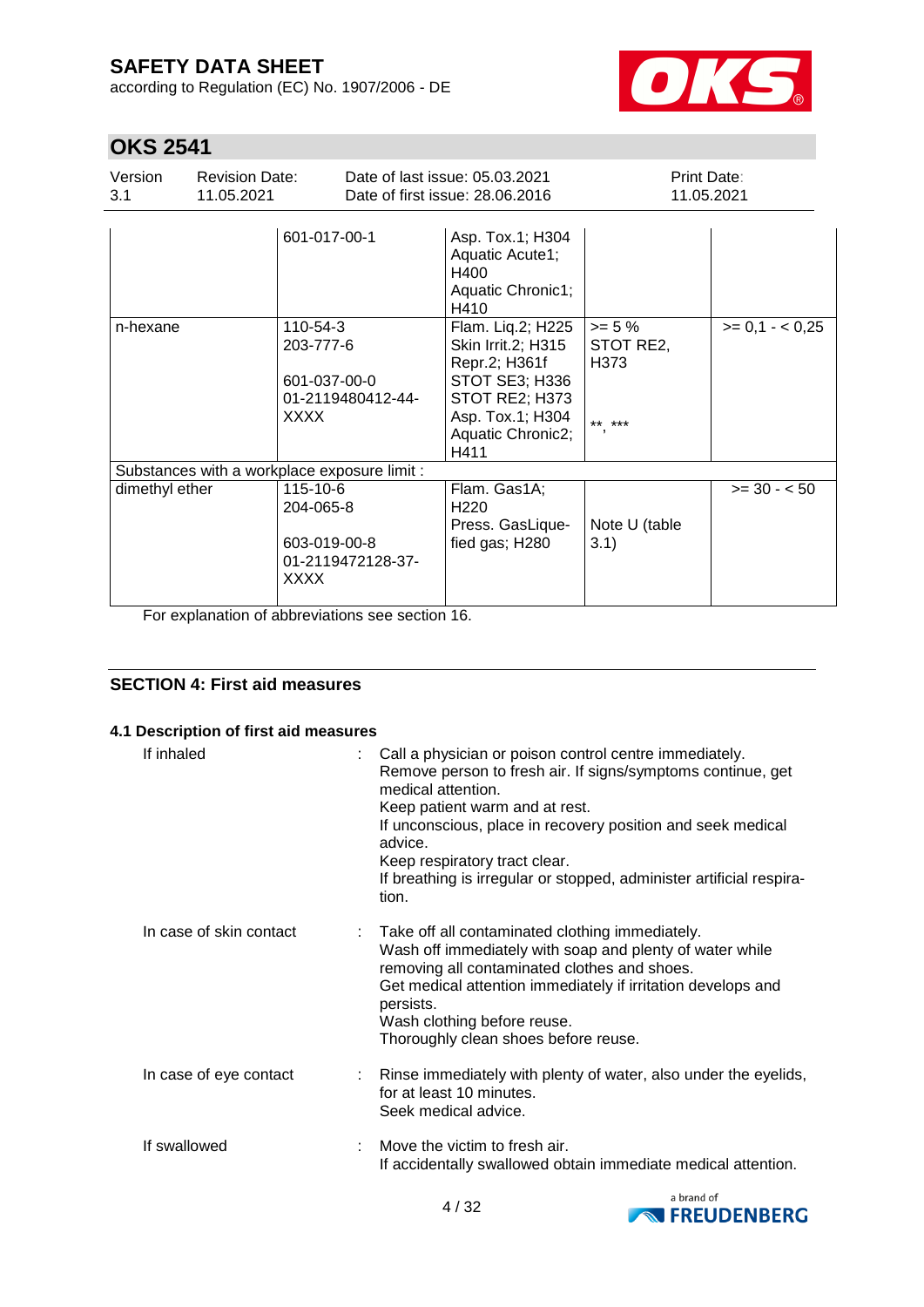| | | | | |
|---|---|---|---|---|
| | 601-017-00-1 | Asp. Tox.1; H304<br>Aquatic Acute1; H400<br>Aquatic Chronic1; H410 | | |
| n-hexane | 110-54-3<br>203-777-6<br><br>601-037-00-0<br>01-2119480412-44-XXXX | Flam. Liq.2; H225<br>Skin Irrit.2; H315<br>Repr.2; H361f<br>STOT SE3; H336<br>STOT RE2; H373<br>Asp. Tox.1; H304<br>Aquatic Chronic2; H411 | >= 5 %<br>STOT RE2, H373<br><br>**, *** | >= 0,1 - < 0,25 |
| Substances with a workplace exposure limit : | | | | |
| dimethyl ether | 115-10-6<br>204-065-8<br><br>603-019-00-8<br>01-2119472128-37-XXXX | Flam. Gas1A; H220<br>Press. GasLiquefied gas; H280 | Note U (table 3.1) | >= 30 - < 50 |

For explanation of abbreviations see section 16.

## SECTION 4: First aid measures

### 4.1 Description of first aid measures

If inhaled : Call a physician or poison control centre immediately.
Remove person to fresh air. If signs/symptoms continue, get medical attention.
Keep patient warm and at rest.
If unconscious, place in recovery position and seek medical advice.
Keep respiratory tract clear.
If breathing is irregular or stopped, administer artificial respiration.

In case of skin contact : Take off all contaminated clothing immediately.
Wash off immediately with soap and plenty of water while removing all contaminated clothes and shoes.
Get medical attention immediately if irritation develops and persists.
Wash clothing before reuse.
Thoroughly clean shoes before reuse.

In case of eye contact : Rinse immediately with plenty of water, also under the eyelids, for at least 10 minutes.
Seek medical advice.

If swallowed : Move the victim to fresh air.
If accidentally swallowed obtain immediate medical attention.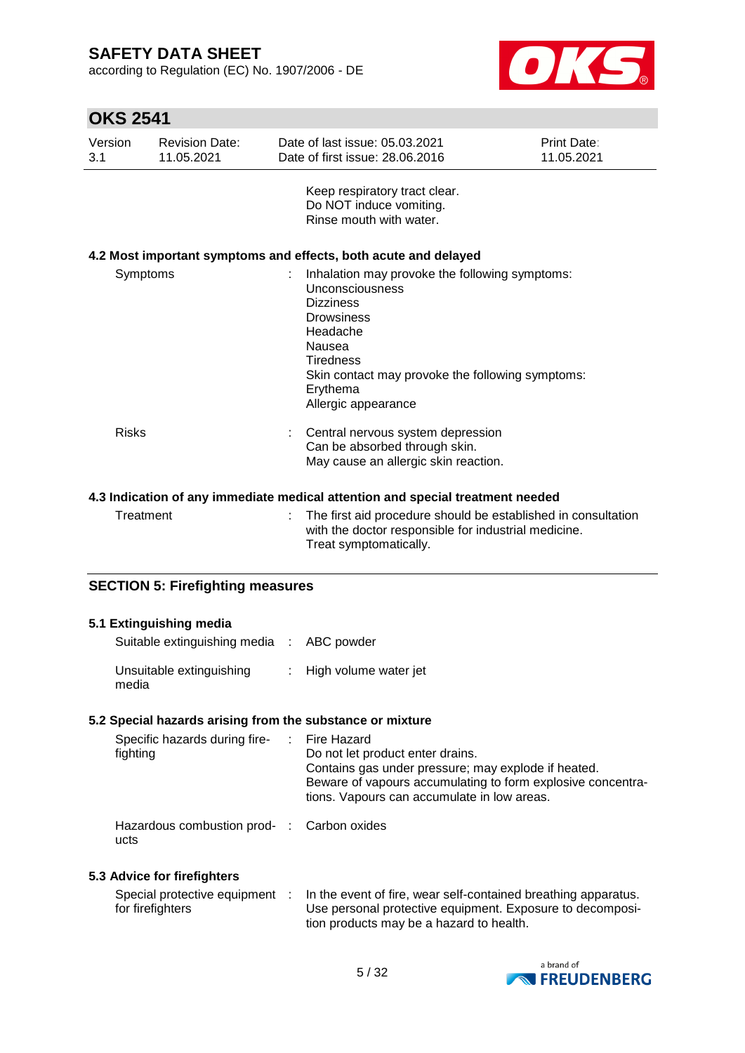Keep respiratory tract clear.
Do NOT induce vomiting.
Rinse mouth with water.

### 4.2 Most important symptoms and effects, both acute and delayed

| | | |
|---|---|---|
| Symptoms | : | Inhalation may provoke the following symptoms:<br>Unconsciousness<br>Dizziness<br>Drowsiness<br>Headache<br>Nausea<br>Tiredness<br>Skin contact may provoke the following symptoms:<br>Erythema<br>Allergic appearance |
| Risks | : | Central nervous system depression<br>Can be absorbed through skin.<br>May cause an allergic skin reaction. |

### 4.3 Indication of any immediate medical attention and special treatment needed

| | | |
|---|---|---|
| Treatment | : | The first aid procedure should be established in consultation with the doctor responsible for industrial medicine.<br>Treat symptomatically. |

## SECTION 5: Firefighting measures

### 5.1 Extinguishing media

| | | |
|---|---|---|
| Suitable extinguishing media | : | ABC powder |
| Unsuitable extinguishing media | : | High volume water jet |

### 5.2 Special hazards arising from the substance or mixture

| | | |
|---|---|---|
| Specific hazards during firefighting | : | Fire Hazard<br>Do not let product enter drains.<br>Contains gas under pressure; may explode if heated.<br>Beware of vapours accumulating to form explosive concentrations. Vapours can accumulate in low areas. |
| Hazardous combustion products | : | Carbon oxides |

### 5.3 Advice for firefighters

| | | |
|---|---|---|
| Special protective equipment for firefighters | : | In the event of fire, wear self-contained breathing apparatus.<br>Use personal protective equipment. Exposure to decomposition products may be a hazard to health. |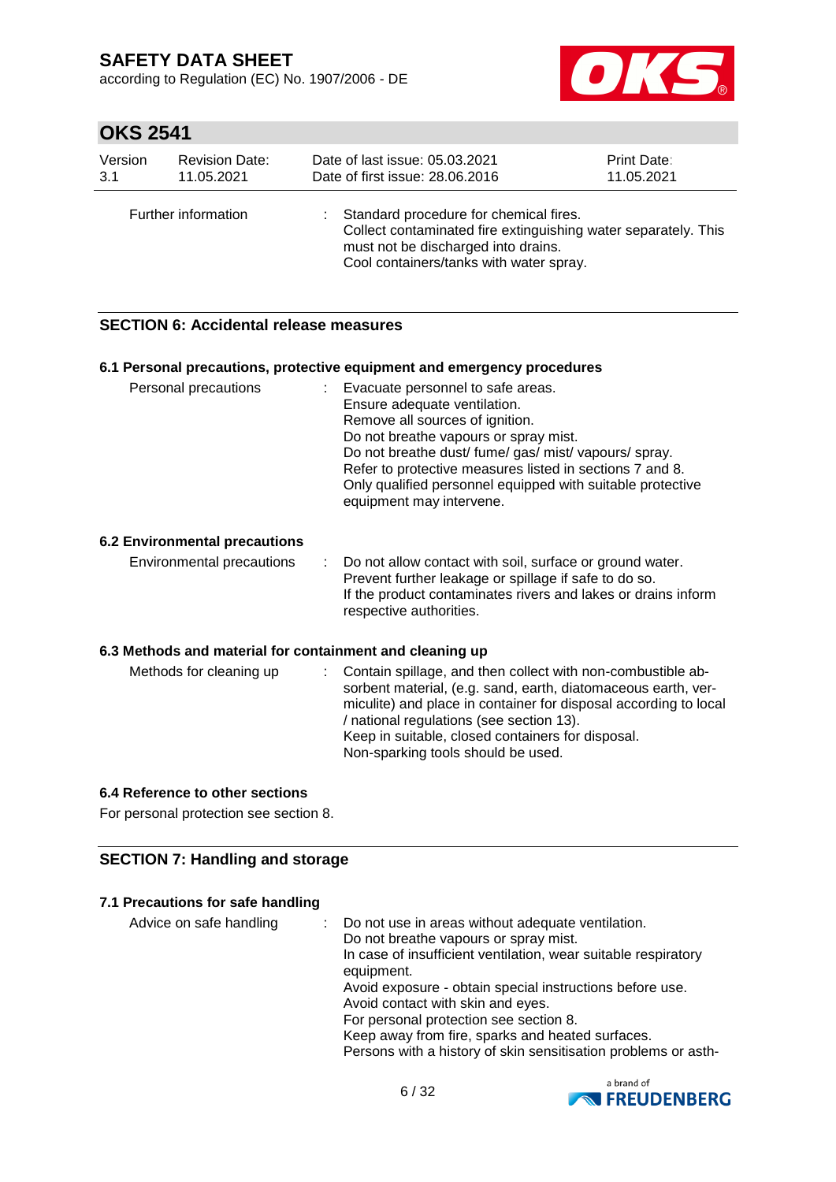| | | |
|---|---|---|
| Further information | : | Standard procedure for chemical fires.<br>Collect contaminated fire extinguishing water separately. This must not be discharged into drains.<br>Cool containers/tanks with water spray. |

## SECTION 6: Accidental release measures

### 6.1 Personal precautions, protective equipment and emergency procedures

| | | |
|---|---|---|
| Personal precautions | : | Evacuate personnel to safe areas.<br>Ensure adequate ventilation.<br>Remove all sources of ignition.<br>Do not breathe vapours or spray mist.<br>Do not breathe dust/ fume/ gas/ mist/ vapours/ spray.<br>Refer to protective measures listed in sections 7 and 8.<br>Only qualified personnel equipped with suitable protective equipment may intervene. |

### 6.2 Environmental precautions

| | | |
|---|---|---|
| Environmental precautions | : | Do not allow contact with soil, surface or ground water.<br>Prevent further leakage or spillage if safe to do so.<br>If the product contaminates rivers and lakes or drains inform respective authorities. |

### 6.3 Methods and material for containment and cleaning up

| | | |
|---|---|---|
| Methods for cleaning up | : | Contain spillage, and then collect with non-combustible absorbent material, (e.g. sand, earth, diatomaceous earth, vermiculite) and place in container for disposal according to local / national regulations (see section 13).<br>Keep in suitable, closed containers for disposal.<br>Non-sparking tools should be used. |

### 6.4 Reference to other sections

For personal protection see section 8.

## SECTION 7: Handling and storage

### 7.1 Precautions for safe handling

| | | |
|---|---|---|
| Advice on safe handling | : | Do not use in areas without adequate ventilation.<br>Do not breathe vapours or spray mist.<br>In case of insufficient ventilation, wear suitable respiratory equipment.<br>Avoid exposure - obtain special instructions before use.<br>Avoid contact with skin and eyes.<br>For personal protection see section 8.<br>Keep away from fire, sparks and heated surfaces.<br>Persons with a history of skin sensitisation problems or asth- |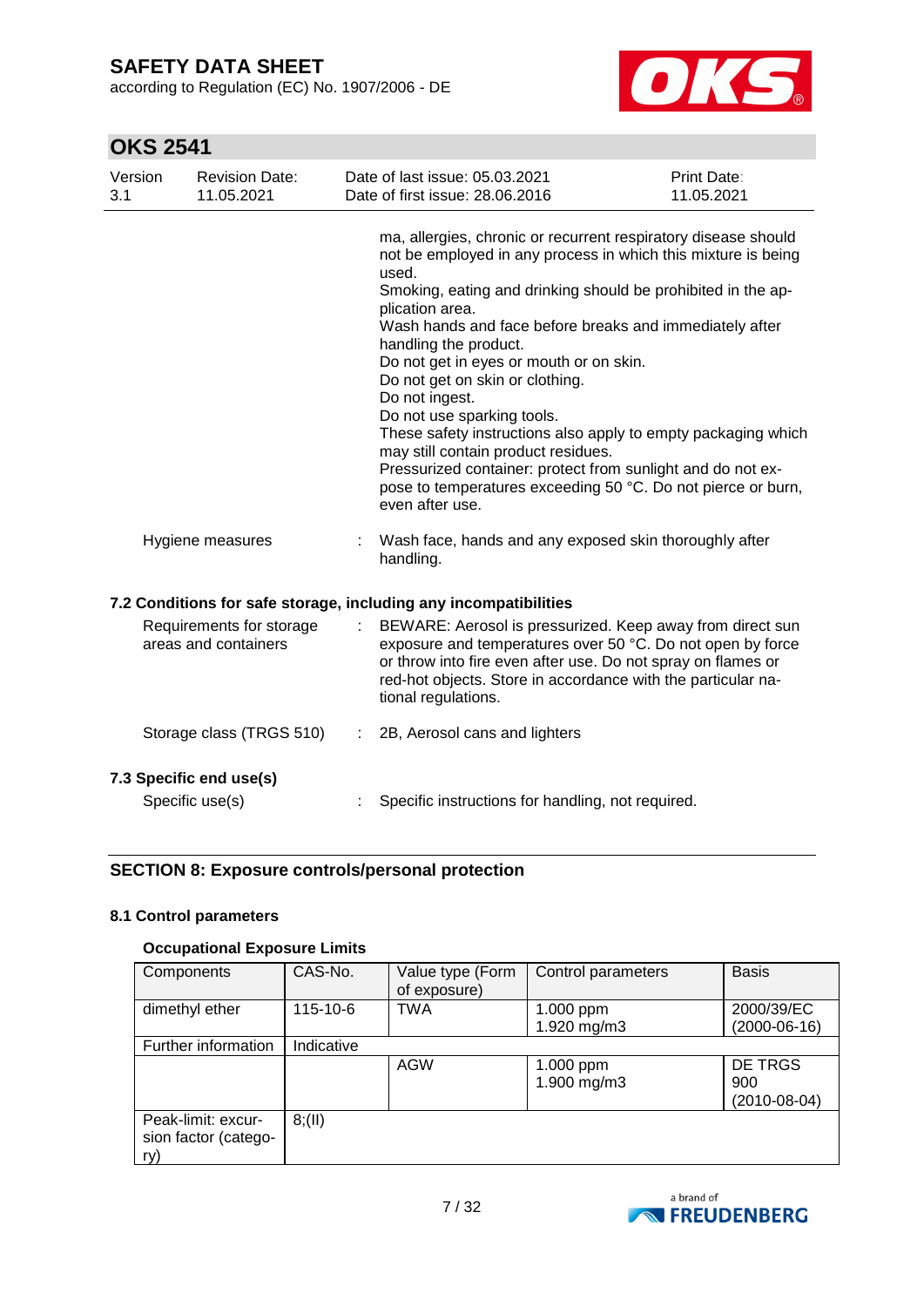ma, allergies, chronic or recurrent respiratory disease should not be employed in any process in which this mixture is being used.
Smoking, eating and drinking should be prohibited in the application area.
Wash hands and face before breaks and immediately after handling the product.
Do not get in eyes or mouth or on skin.
Do not get on skin or clothing.
Do not ingest.
Do not use sparking tools.
These safety instructions also apply to empty packaging which may still contain product residues.
Pressurized container: protect from sunlight and do not expose to temperatures exceeding 50 °C. Do not pierce or burn, even after use.

Hygiene measures : Wash face, hands and any exposed skin thoroughly after handling.

### 7.2 Conditions for safe storage, including any incompatibilities

Requirements for storage areas and containers : BEWARE: Aerosol is pressurized. Keep away from direct sun exposure and temperatures over 50 °C. Do not open by force or throw into fire even after use. Do not spray on flames or red-hot objects. Store in accordance with the particular national regulations.

Storage class (TRGS 510) : 2B, Aerosol cans and lighters

### 7.3 Specific end use(s)

Specific use(s) : Specific instructions for handling, not required.

## SECTION 8: Exposure controls/personal protection

### 8.1 Control parameters

**Occupational Exposure Limits**

| Components | CAS-No. | Value type (Form of exposure) | Control parameters | Basis |
|---|---|---|---|---|
| dimethyl ether | 115-10-6 | TWA | 1.000 ppm<br>1.920 mg/m3 | 2000/39/EC (2000-06-16) |
| Further information | Indicative | | | |
| | | AGW | 1.000 ppm<br>1.900 mg/m3 | DE TRGS 900 (2010-08-04) |
| Peak-limit: excursion factor (category) | 8;(II) | | | |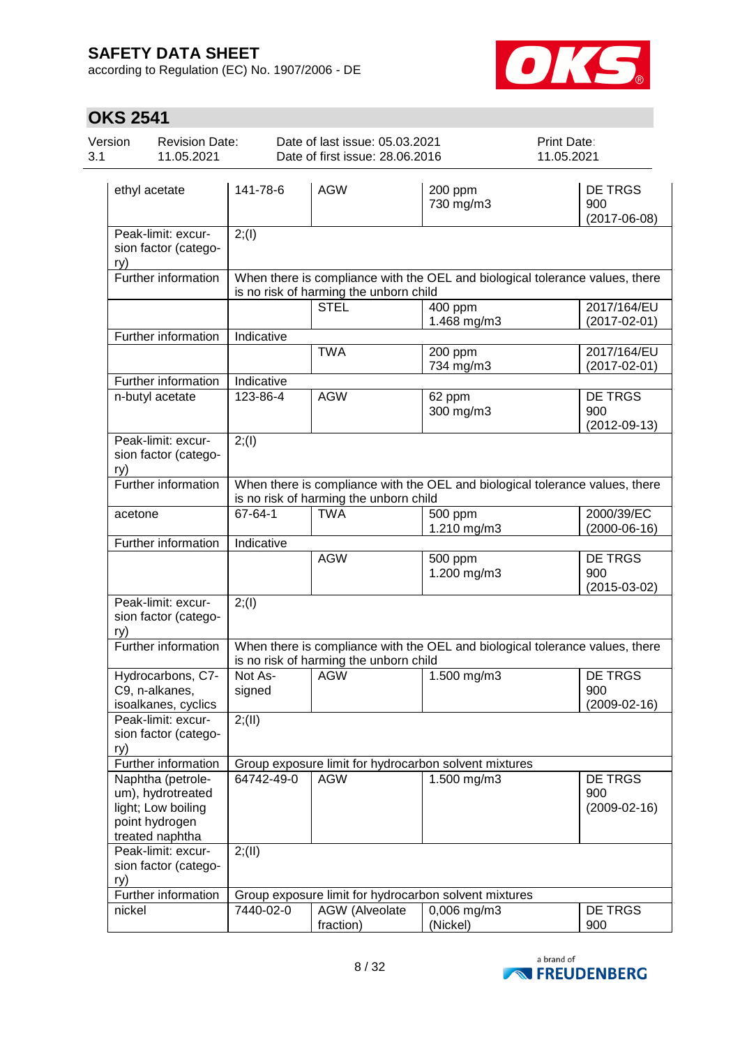| | | | | |
|---|---|---|---|---|
| ethyl acetate | 141-78-6 | AGW | 200 ppm<br>730 mg/m3 | DE TRGS 900 (2017-06-08) |
| Peak-limit: excursion factor (category) | 2;(I) | | | |
| Further information | When there is compliance with the OEL and biological tolerance values, there is no risk of harming the unborn child | | | |
| | | STEL | 400 ppm<br>1.468 mg/m3 | 2017/164/EU (2017-02-01) |
| Further information | Indicative | | | |
| | | TWA | 200 ppm<br>734 mg/m3 | 2017/164/EU (2017-02-01) |
| Further information | Indicative | | | |
| n-butyl acetate | 123-86-4 | AGW | 62 ppm<br>300 mg/m3 | DE TRGS 900 (2012-09-13) |
| Peak-limit: excursion factor (category) | 2;(I) | | | |
| Further information | When there is compliance with the OEL and biological tolerance values, there is no risk of harming the unborn child | | | |
| acetone | 67-64-1 | TWA | 500 ppm<br>1.210 mg/m3 | 2000/39/EC (2000-06-16) |
| Further information | Indicative | | | |
| | | AGW | 500 ppm<br>1.200 mg/m3 | DE TRGS 900 (2015-03-02) |
| Peak-limit: excursion factor (category) | 2;(I) | | | |
| Further information | When there is compliance with the OEL and biological tolerance values, there is no risk of harming the unborn child | | | |
| Hydrocarbons, C7-C9, n-alkanes, isoalkanes, cyclics | Not Assigned | AGW | 1.500 mg/m3 | DE TRGS 900 (2009-02-16) |
| Peak-limit: excursion factor (category) | 2;(II) | | | |
| Further information | Group exposure limit for hydrocarbon solvent mixtures | | | |
| Naphtha (petroleum), hydrotreated light; Low boiling point hydrogen treated naphtha | 64742-49-0 | AGW | 1.500 mg/m3 | DE TRGS 900 (2009-02-16) |
| Peak-limit: excursion factor (category) | 2;(II) | | | |
| Further information | Group exposure limit for hydrocarbon solvent mixtures | | | |
| nickel | 7440-02-0 | AGW (Alveolate fraction) | 0,006 mg/m3 (Nickel) | DE TRGS 900 |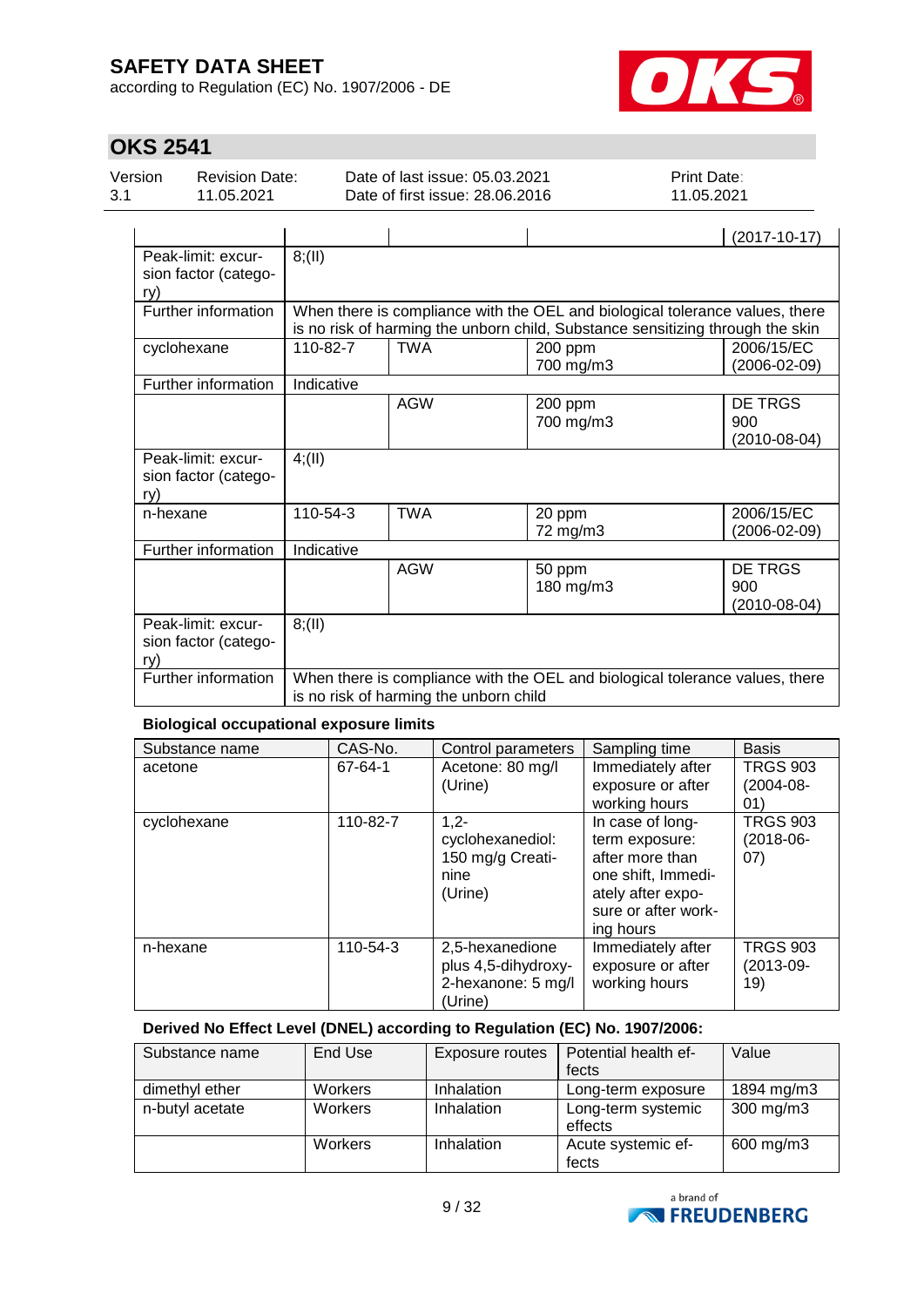| | | | | (2017-10-17) |
|---|---|---|---|---|
| Peak-limit: excursion factor (category) | 8;(II) | | | |
| Further information | When there is compliance with the OEL and biological tolerance values, there is no risk of harming the unborn child, Substance sensitizing through the skin | | | |
| cyclohexane | 110-82-7 | TWA | 200 ppm<br>700 mg/m3 | 2006/15/EC (2006-02-09) |
| Further information | Indicative | | | |
| | | AGW | 200 ppm<br>700 mg/m3 | DE TRGS 900 (2010-08-04) |
| Peak-limit: excursion factor (category) | 4;(II) | | | |
| n-hexane | 110-54-3 | TWA | 20 ppm<br>72 mg/m3 | 2006/15/EC (2006-02-09) |
| Further information | Indicative | | | |
| | | AGW | 50 ppm<br>180 mg/m3 | DE TRGS 900 (2010-08-04) |
| Peak-limit: excursion factor (category) | 8;(II) | | | |
| Further information | When there is compliance with the OEL and biological tolerance values, there is no risk of harming the unborn child | | | |

**Biological occupational exposure limits**

| Substance name | CAS-No. | Control parameters | Sampling time | Basis |
|---|---|---|---|---|
| acetone | 67-64-1 | Acetone: 80 mg/l (Urine) | Immediately after exposure or after working hours | TRGS 903 (2004-08-01) |
| cyclohexane | 110-82-7 | 1,2-cyclohexanediol: 150 mg/g Creatinine (Urine) | In case of long-term exposure: after more than one shift, Immediately after exposure or after working hours | TRGS 903 (2018-06-07) |
| n-hexane | 110-54-3 | 2,5-hexanedione plus 4,5-dihydroxy-2-hexanone: 5 mg/l (Urine) | Immediately after exposure or after working hours | TRGS 903 (2013-09-19) |

**Derived No Effect Level (DNEL) according to Regulation (EC) No. 1907/2006:**

| Substance name | End Use | Exposure routes | Potential health effects | Value |
|---|---|---|---|---|
| dimethyl ether | Workers | Inhalation | Long-term exposure | 1894 mg/m3 |
| n-butyl acetate | Workers | Inhalation | Long-term systemic effects | 300 mg/m3 |
| | Workers | Inhalation | Acute systemic effects | 600 mg/m3 |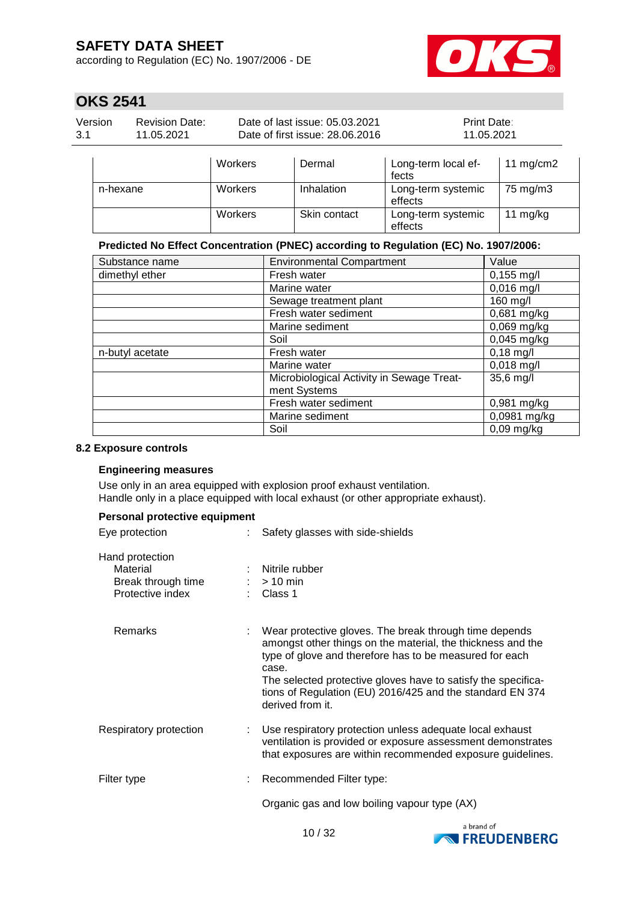|  | Workers | Dermal | Long-term local effects | 11 mg/cm2 |
|---|---|---|---|---|
| n-hexane | Workers | Inhalation | Long-term systemic effects | 75 mg/m3 |
|  | Workers | Skin contact | Long-term systemic effects | 11 mg/kg |

**Predicted No Effect Concentration (PNEC) according to Regulation (EC) No. 1907/2006:**

| Substance name | Environmental Compartment | Value |
|---|---|---|
| dimethyl ether | Fresh water | 0,155 mg/l |
|  | Marine water | 0,016 mg/l |
|  | Sewage treatment plant | 160 mg/l |
|  | Fresh water sediment | 0,681 mg/kg |
|  | Marine sediment | 0,069 mg/kg |
|  | Soil | 0,045 mg/kg |
| n-butyl acetate | Fresh water | 0,18 mg/l |
|  | Marine water | 0,018 mg/l |
|  | Microbiological Activity in Sewage Treatment Systems | 35,6 mg/l |
|  | Fresh water sediment | 0,981 mg/kg |
|  | Marine sediment | 0,0981 mg/kg |
|  | Soil | 0,09 mg/kg |

### 8.2 Exposure controls

**Engineering measures**

Use only in an area equipped with explosion proof exhaust ventilation.
Handle only in a place equipped with local exhaust (or other appropriate exhaust).

**Personal protective equipment**

Eye protection : Safety glasses with side-shields

Hand protection
- Material : Nitrile rubber
- Break through time : > 10 min
- Protective index : Class 1

Remarks : Wear protective gloves. The break through time depends amongst other things on the material, the thickness and the type of glove and therefore has to be measured for each case.
The selected protective gloves have to satisfy the specifications of Regulation (EU) 2016/425 and the standard EN 374 derived from it.

Respiratory protection : Use respiratory protection unless adequate local exhaust ventilation is provided or exposure assessment demonstrates that exposures are within recommended exposure guidelines.

Filter type : Recommended Filter type:

Organic gas and low boiling vapour type (AX)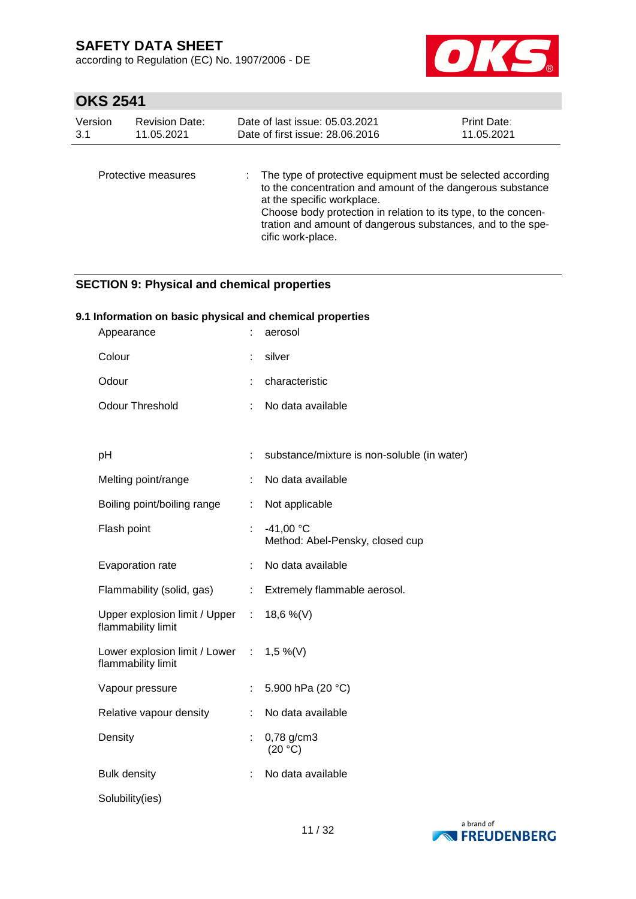| Protective measures | : | The type of protective equipment must be selected according to the concentration and amount of the dangerous substance at the specific workplace. Choose body protection in relation to its type, to the concentration and amount of dangerous substances, and to the specific work-place. |
|---|---|---|

## SECTION 9: Physical and chemical properties

### 9.1 Information on basic physical and chemical properties

| | | |
|---|---|---|
| Appearance | : | aerosol |
| Colour | : | silver |
| Odour | : | characteristic |
| Odour Threshold | : | No data available |
| pH | : | substance/mixture is non-soluble (in water) |
| Melting point/range | : | No data available |
| Boiling point/boiling range | : | Not applicable |
| Flash point | : | -41,00 °C<br>Method: Abel-Pensky, closed cup |
| Evaporation rate | : | No data available |
| Flammability (solid, gas) | : | Extremely flammable aerosol. |
| Upper explosion limit / Upper flammability limit | : | 18,6 %(V) |
| Lower explosion limit / Lower flammability limit | : | 1,5 %(V) |
| Vapour pressure | : | 5.900 hPa (20 °C) |
| Relative vapour density | : | No data available |
| Density | : | 0,78 g/cm3<br>(20 °C) |
| Bulk density | : | No data available |
| Solubility(ies) | | |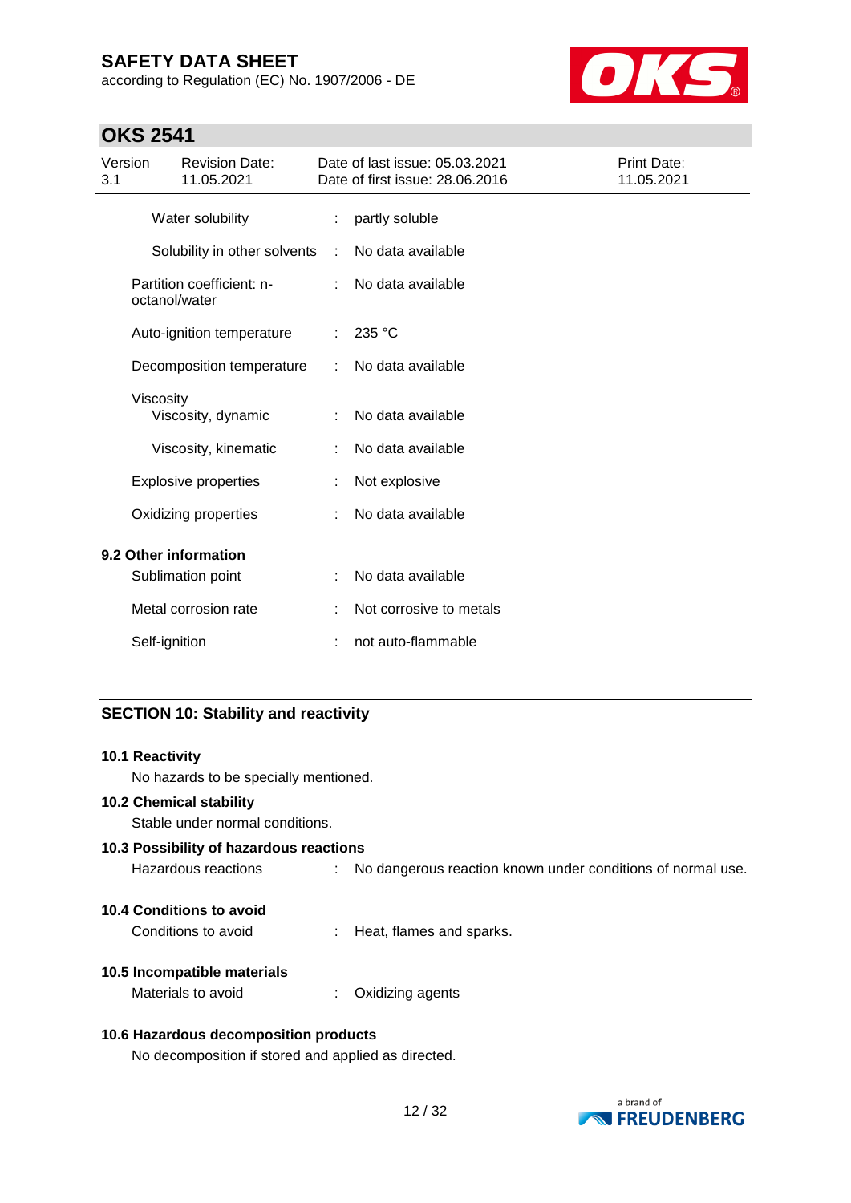| | | |
|---|---|---|
| Water solubility | : | partly soluble |
| Solubility in other solvents | : | No data available |
| Partition coefficient: n-octanol/water | : | No data available |
| Auto-ignition temperature | : | 235 °C |
| Decomposition temperature | : | No data available |
| Viscosity | | |
| Viscosity, dynamic | : | No data available |
| Viscosity, kinematic | : | No data available |
| Explosive properties | : | Not explosive |
| Oxidizing properties | : | No data available |

### 9.2 Other information

| | | |
|---|---|---|
| Sublimation point | : | No data available |
| Metal corrosion rate | : | Not corrosive to metals |
| Self-ignition | : | not auto-flammable |

## SECTION 10: Stability and reactivity

### 10.1 Reactivity

No hazards to be specially mentioned.

### 10.2 Chemical stability

Stable under normal conditions.

### 10.3 Possibility of hazardous reactions

Hazardous reactions : No dangerous reaction known under conditions of normal use.

### 10.4 Conditions to avoid

Conditions to avoid : Heat, flames and sparks.

### 10.5 Incompatible materials

Materials to avoid : Oxidizing agents

### 10.6 Hazardous decomposition products

No decomposition if stored and applied as directed.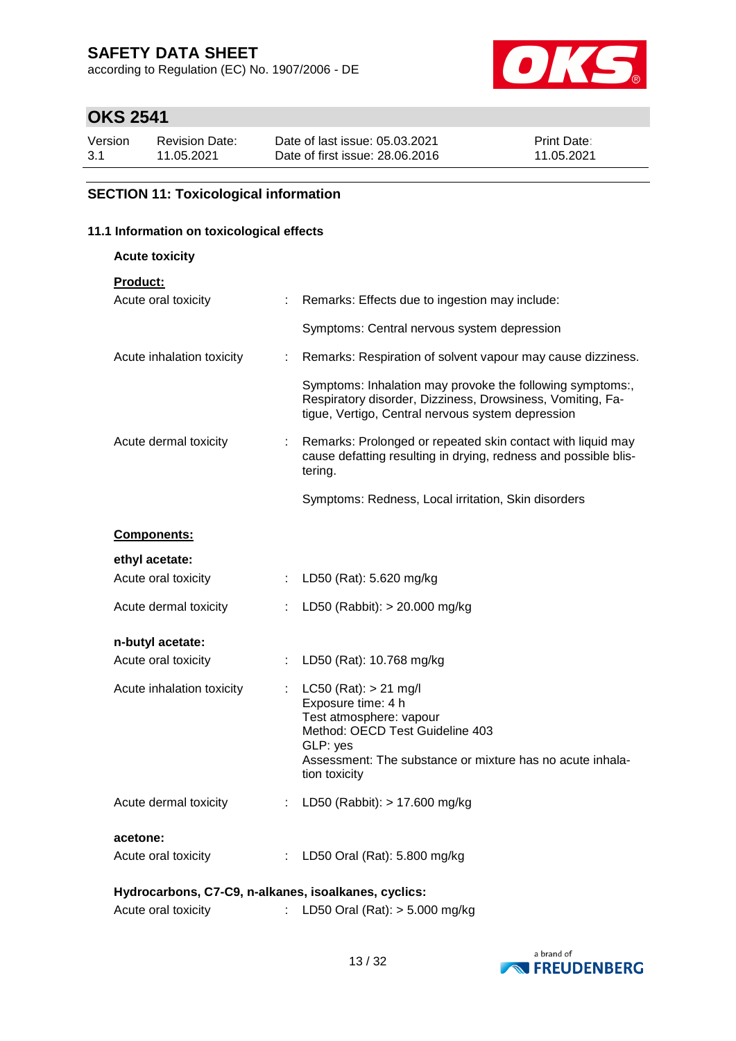## SECTION 11: Toxicological information

### 11.1 Information on toxicological effects

**Acute toxicity**

**Product:**

| | | |
|---|---|---|
| Acute oral toxicity | : | Remarks: Effects due to ingestion may include:<br><br>Symptoms: Central nervous system depression |
| Acute inhalation toxicity | : | Remarks: Respiration of solvent vapour may cause dizziness.<br><br>Symptoms: Inhalation may provoke the following symptoms:, Respiratory disorder, Dizziness, Drowsiness, Vomiting, Fatigue, Vertigo, Central nervous system depression |
| Acute dermal toxicity | : | Remarks: Prolonged or repeated skin contact with liquid may cause defatting resulting in drying, redness and possible blistering.<br><br>Symptoms: Redness, Local irritation, Skin disorders |

**Components:**

**ethyl acetate:**

| | | |
|---|---|---|
| Acute oral toxicity | : | LD50 (Rat): 5.620 mg/kg |
| Acute dermal toxicity | : | LD50 (Rabbit): > 20.000 mg/kg |

**n-butyl acetate:**

| | | |
|---|---|---|
| Acute oral toxicity | : | LD50 (Rat): 10.768 mg/kg |
| Acute inhalation toxicity | : | LC50 (Rat): > 21 mg/l<br>Exposure time: 4 h<br>Test atmosphere: vapour<br>Method: OECD Test Guideline 403<br>GLP: yes<br>Assessment: The substance or mixture has no acute inhalation toxicity |
| Acute dermal toxicity | : | LD50 (Rabbit): > 17.600 mg/kg |

**acetone:**

| | | |
|---|---|---|
| Acute oral toxicity | : | LD50 Oral (Rat): 5.800 mg/kg |

**Hydrocarbons, C7-C9, n-alkanes, isoalkanes, cyclics:**

| | | |
|---|---|---|
| Acute oral toxicity | : | LD50 Oral (Rat): > 5.000 mg/kg |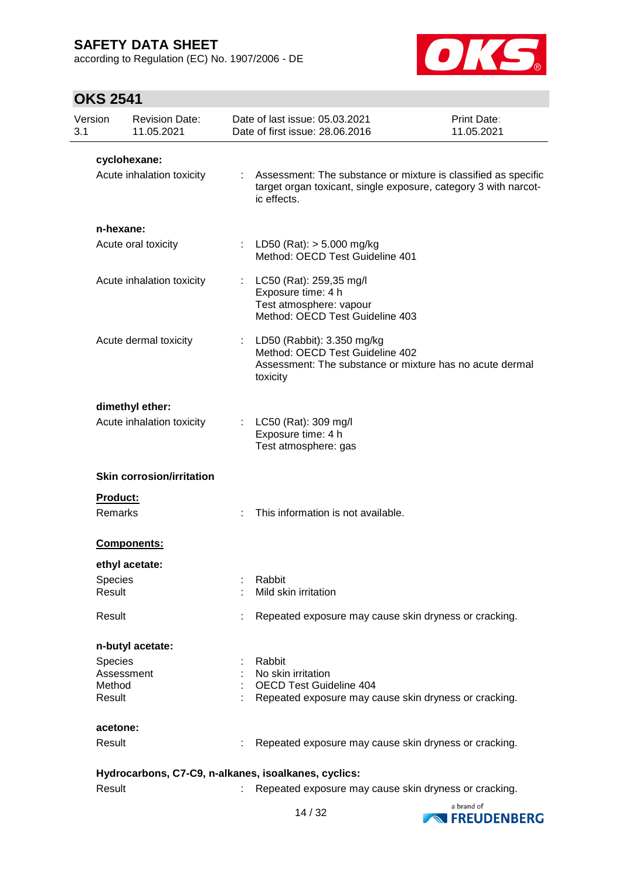**cyclohexane:**

| | | |
|---|---|---|
| Acute inhalation toxicity | : | Assessment: The substance or mixture is classified as specific target organ toxicant, single exposure, category 3 with narcotic effects. |

**n-hexane:**

| | | |
|---|---|---|
| Acute oral toxicity | : | LD50 (Rat): > 5.000 mg/kg<br>Method: OECD Test Guideline 401 |
| Acute inhalation toxicity | : | LC50 (Rat): 259,35 mg/l<br>Exposure time: 4 h<br>Test atmosphere: vapour<br>Method: OECD Test Guideline 403 |
| Acute dermal toxicity | : | LD50 (Rabbit): 3.350 mg/kg<br>Method: OECD Test Guideline 402<br>Assessment: The substance or mixture has no acute dermal toxicity |

**dimethyl ether:**

| | | |
|---|---|---|
| Acute inhalation toxicity | : | LC50 (Rat): 309 mg/l<br>Exposure time: 4 h<br>Test atmosphere: gas |

**Skin corrosion/irritation**

**Product:**

| | | |
|---|---|---|
| Remarks | : | This information is not available. |

**Components:**

**ethyl acetate:**

| | | |
|---|---|---|
| Species | : | Rabbit |
| Result | : | Mild skin irritation |
| Result | : | Repeated exposure may cause skin dryness or cracking. |

**n-butyl acetate:**

| | | |
|---|---|---|
| Species | : | Rabbit |
| Assessment | : | No skin irritation |
| Method | : | OECD Test Guideline 404 |
| Result | : | Repeated exposure may cause skin dryness or cracking. |

**acetone:**

| | | |
|---|---|---|
| Result | : | Repeated exposure may cause skin dryness or cracking. |

**Hydrocarbons, C7-C9, n-alkanes, isoalkanes, cyclics:**

| | | |
|---|---|---|
| Result | : | Repeated exposure may cause skin dryness or cracking. |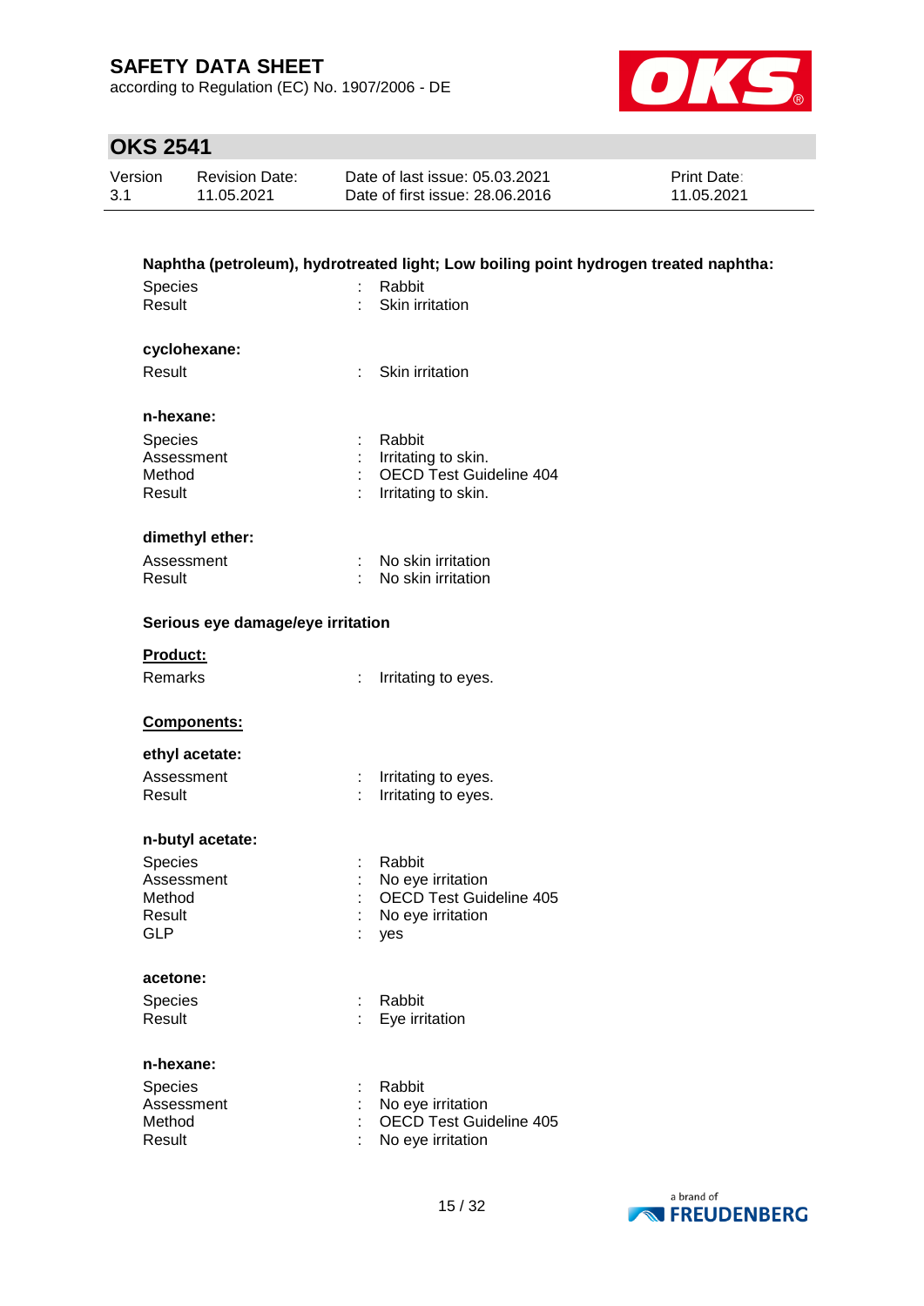**Naphtha (petroleum), hydrotreated light; Low boiling point hydrogen treated naphtha:**

| | | |
|---|---|---|
| Species | : | Rabbit |
| Result | : | Skin irritation |

**cyclohexane:**

| | | |
|---|---|---|
| Result | : | Skin irritation |

**n-hexane:**

| | | |
|---|---|---|
| Species | : | Rabbit |
| Assessment | : | Irritating to skin. |
| Method | : | OECD Test Guideline 404 |
| Result | : | Irritating to skin. |

**dimethyl ether:**

| | | |
|---|---|---|
| Assessment | : | No skin irritation |
| Result | : | No skin irritation |

**Serious eye damage/eye irritation**

**Product:**

| | | |
|---|---|---|
| Remarks | : | Irritating to eyes. |

**Components:**

**ethyl acetate:**

| | | |
|---|---|---|
| Assessment | : | Irritating to eyes. |
| Result | : | Irritating to eyes. |

**n-butyl acetate:**

| | | |
|---|---|---|
| Species | : | Rabbit |
| Assessment | : | No eye irritation |
| Method | : | OECD Test Guideline 405 |
| Result | : | No eye irritation |
| GLP | : | yes |

**acetone:**

| | | |
|---|---|---|
| Species | : | Rabbit |
| Result | : | Eye irritation |

**n-hexane:**

| | | |
|---|---|---|
| Species | : | Rabbit |
| Assessment | : | No eye irritation |
| Method | : | OECD Test Guideline 405 |
| Result | : | No eye irritation |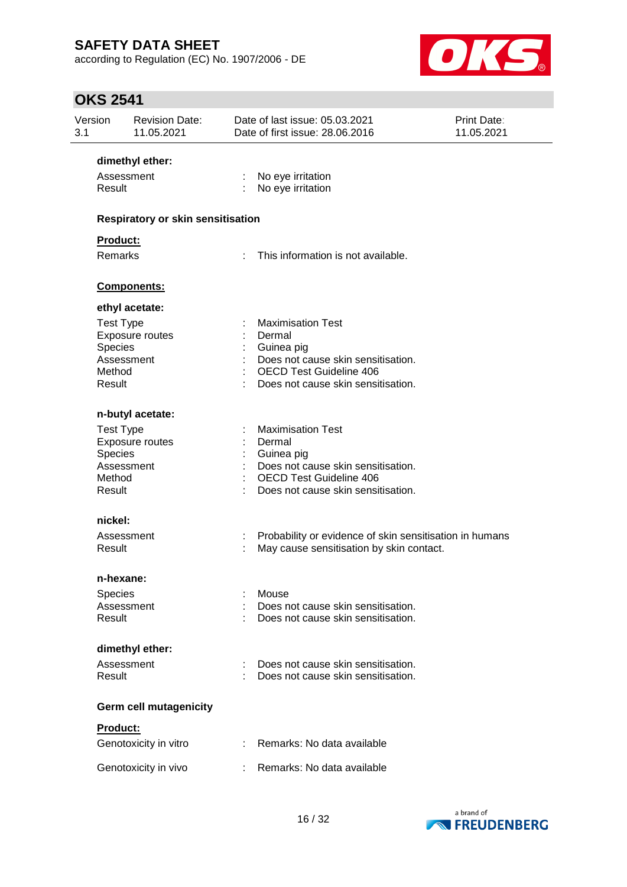**dimethyl ether:**

Assessment : No eye irritation
Result : No eye irritation

**Respiratory or skin sensitisation**

**Product:**

Remarks : This information is not available.

**Components:**

**ethyl acetate:**

Test Type : Maximisation Test
Exposure routes : Dermal
Species : Guinea pig
Assessment : Does not cause skin sensitisation.
Method : OECD Test Guideline 406
Result : Does not cause skin sensitisation.

**n-butyl acetate:**

Test Type : Maximisation Test
Exposure routes : Dermal
Species : Guinea pig
Assessment : Does not cause skin sensitisation.
Method : OECD Test Guideline 406
Result : Does not cause skin sensitisation.

**nickel:**

Assessment : Probability or evidence of skin sensitisation in humans
Result : May cause sensitisation by skin contact.

**n-hexane:**

Species : Mouse
Assessment : Does not cause skin sensitisation.
Result : Does not cause skin sensitisation.

**dimethyl ether:**

Assessment : Does not cause skin sensitisation.
Result : Does not cause skin sensitisation.

**Germ cell mutagenicity**

**Product:**

Genotoxicity in vitro : Remarks: No data available

Genotoxicity in vivo : Remarks: No data available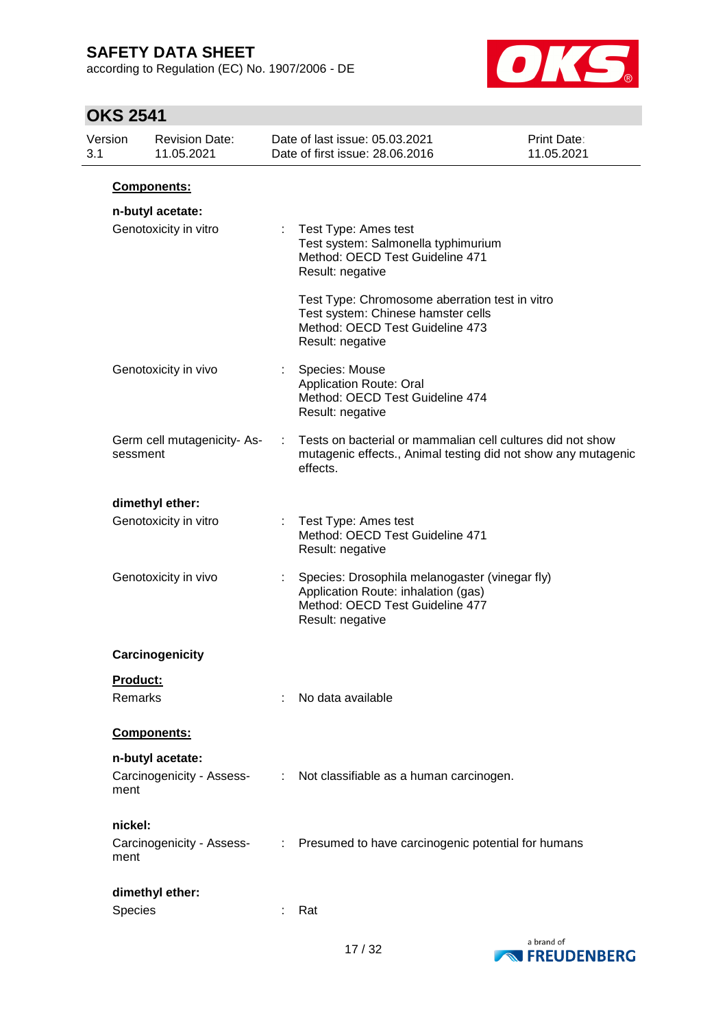**Components:**

**n-butyl acetate:**

| | | |
|---|---|---|
| Genotoxicity in vitro | : | Test Type: Ames test<br>Test system: Salmonella typhimurium<br>Method: OECD Test Guideline 471<br>Result: negative |
| | | Test Type: Chromosome aberration test in vitro<br>Test system: Chinese hamster cells<br>Method: OECD Test Guideline 473<br>Result: negative |
| Genotoxicity in vivo | : | Species: Mouse<br>Application Route: Oral<br>Method: OECD Test Guideline 474<br>Result: negative |
| Germ cell mutagenicity- Assessment | : | Tests on bacterial or mammalian cell cultures did not show mutagenic effects., Animal testing did not show any mutagenic effects. |

**dimethyl ether:**

| | | |
|---|---|---|
| Genotoxicity in vitro | : | Test Type: Ames test<br>Method: OECD Test Guideline 471<br>Result: negative |
| Genotoxicity in vivo | : | Species: Drosophila melanogaster (vinegar fly)<br>Application Route: inhalation (gas)<br>Method: OECD Test Guideline 477<br>Result: negative |

**Carcinogenicity**

**Product:**

Remarks : No data available

**Components:**

**n-butyl acetate:**

Carcinogenicity - Assessment : Not classifiable as a human carcinogen.

**nickel:**

Carcinogenicity - Assessment : Presumed to have carcinogenic potential for humans

**dimethyl ether:**

Species : Rat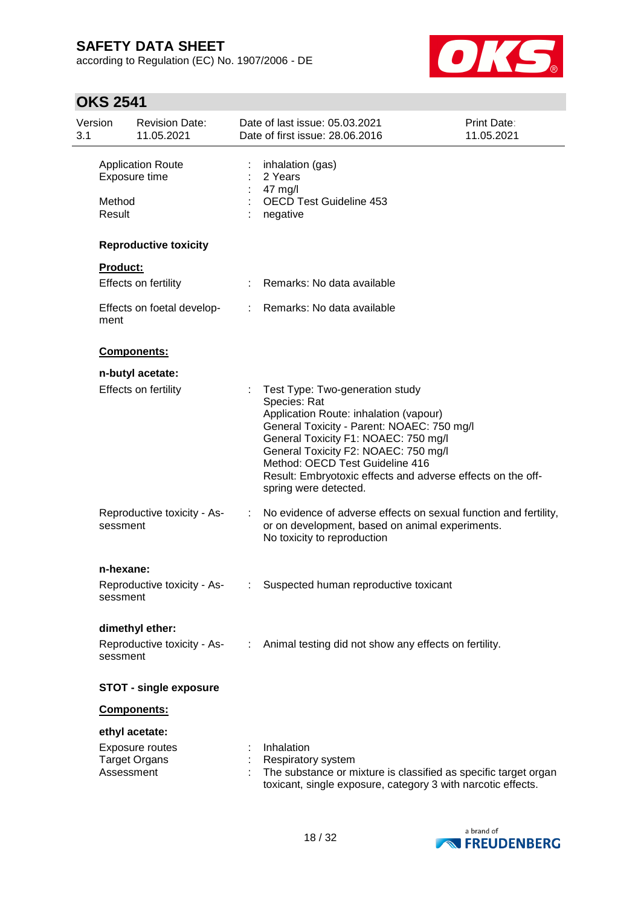| | | |
|---|---|---|
| Application Route | : | inhalation (gas) |
| Exposure time | : | 2 Years |
| | : | 47 mg/l |
| Method | : | OECD Test Guideline 453 |
| Result | : | negative |

**Reproductive toxicity**

**Product:**

| | | |
|---|---|---|
| Effects on fertility | : | Remarks: No data available |
| Effects on foetal development | : | Remarks: No data available |

**Components:**

**n-butyl acetate:**

| | | |
|---|---|---|
| Effects on fertility | : | Test Type: Two-generation study<br>Species: Rat<br>Application Route: inhalation (vapour)<br>General Toxicity - Parent: NOAEC: 750 mg/l<br>General Toxicity F1: NOAEC: 750 mg/l<br>General Toxicity F2: NOAEC: 750 mg/l<br>Method: OECD Test Guideline 416<br>Result: Embryotoxic effects and adverse effects on the offspring were detected. |
| Reproductive toxicity - Assessment | : | No evidence of adverse effects on sexual function and fertility, or on development, based on animal experiments.<br>No toxicity to reproduction |

**n-hexane:**

| | | |
|---|---|---|
| Reproductive toxicity - Assessment | : | Suspected human reproductive toxicant |

**dimethyl ether:**

| | | |
|---|---|---|
| Reproductive toxicity - Assessment | : | Animal testing did not show any effects on fertility. |

**STOT - single exposure**

**Components:**

**ethyl acetate:**

| | | |
|---|---|---|
| Exposure routes | : | Inhalation |
| Target Organs | : | Respiratory system |
| Assessment | : | The substance or mixture is classified as specific target organ toxicant, single exposure, category 3 with narcotic effects. |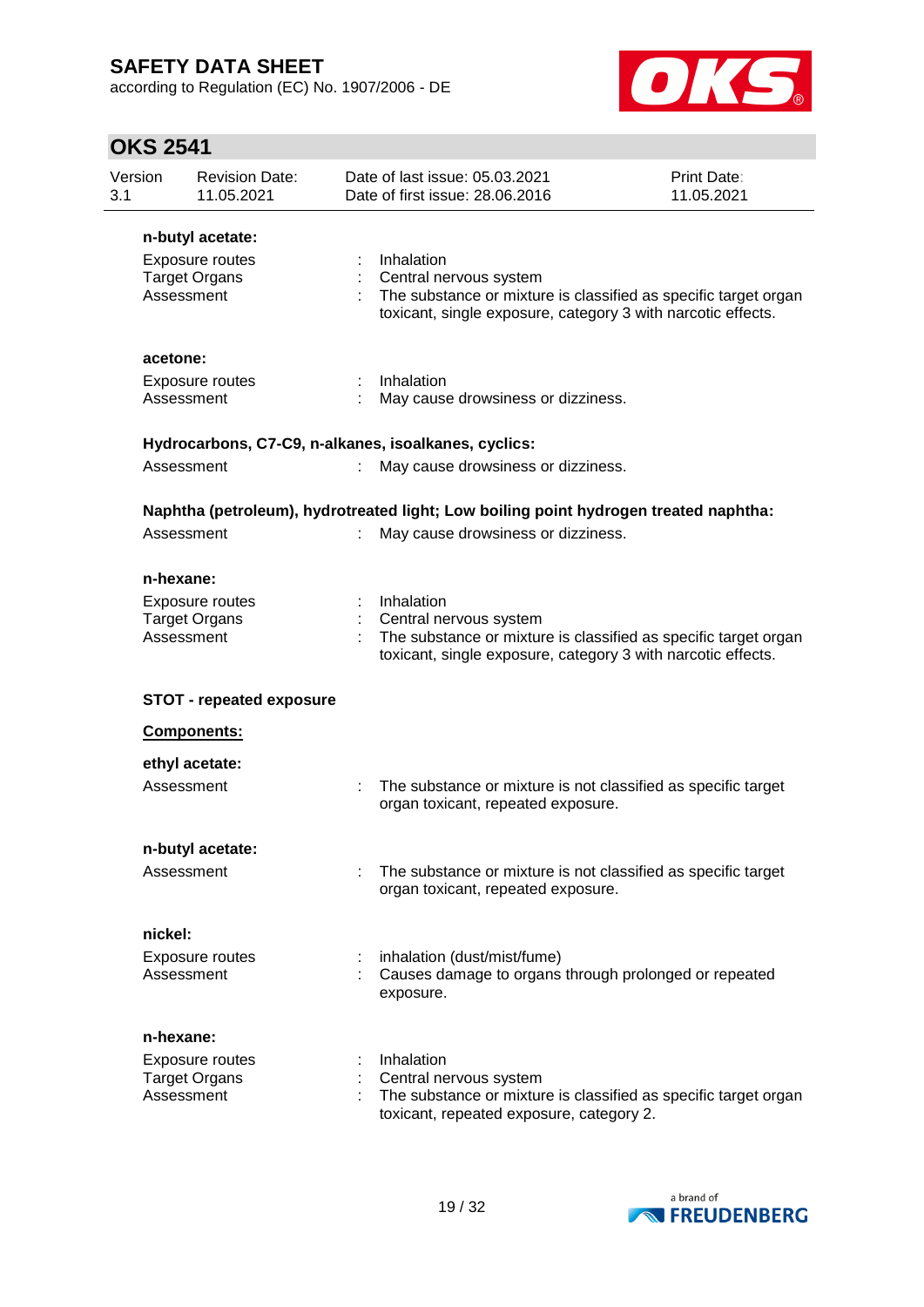**n-butyl acetate:**

| | | |
|---|---|---|
| Exposure routes | : | Inhalation |
| Target Organs | : | Central nervous system |
| Assessment | : | The substance or mixture is classified as specific target organ toxicant, single exposure, category 3 with narcotic effects. |

**acetone:**

| | | |
|---|---|---|
| Exposure routes | : | Inhalation |
| Assessment | : | May cause drowsiness or dizziness. |

**Hydrocarbons, C7-C9, n-alkanes, isoalkanes, cyclics:**

| | | |
|---|---|---|
| Assessment | : | May cause drowsiness or dizziness. |

**Naphtha (petroleum), hydrotreated light; Low boiling point hydrogen treated naphtha:**

| | | |
|---|---|---|
| Assessment | : | May cause drowsiness or dizziness. |

**n-hexane:**

| | | |
|---|---|---|
| Exposure routes | : | Inhalation |
| Target Organs | : | Central nervous system |
| Assessment | : | The substance or mixture is classified as specific target organ toxicant, single exposure, category 3 with narcotic effects. |

**STOT - repeated exposure**

**Components:**

**ethyl acetate:**

| | | |
|---|---|---|
| Assessment | : | The substance or mixture is not classified as specific target organ toxicant, repeated exposure. |

**n-butyl acetate:**

| | | |
|---|---|---|
| Assessment | : | The substance or mixture is not classified as specific target organ toxicant, repeated exposure. |

**nickel:**

| | | |
|---|---|---|
| Exposure routes | : | inhalation (dust/mist/fume) |
| Assessment | : | Causes damage to organs through prolonged or repeated exposure. |

**n-hexane:**

| | | |
|---|---|---|
| Exposure routes | : | Inhalation |
| Target Organs | : | Central nervous system |
| Assessment | : | The substance or mixture is classified as specific target organ toxicant, repeated exposure, category 2. |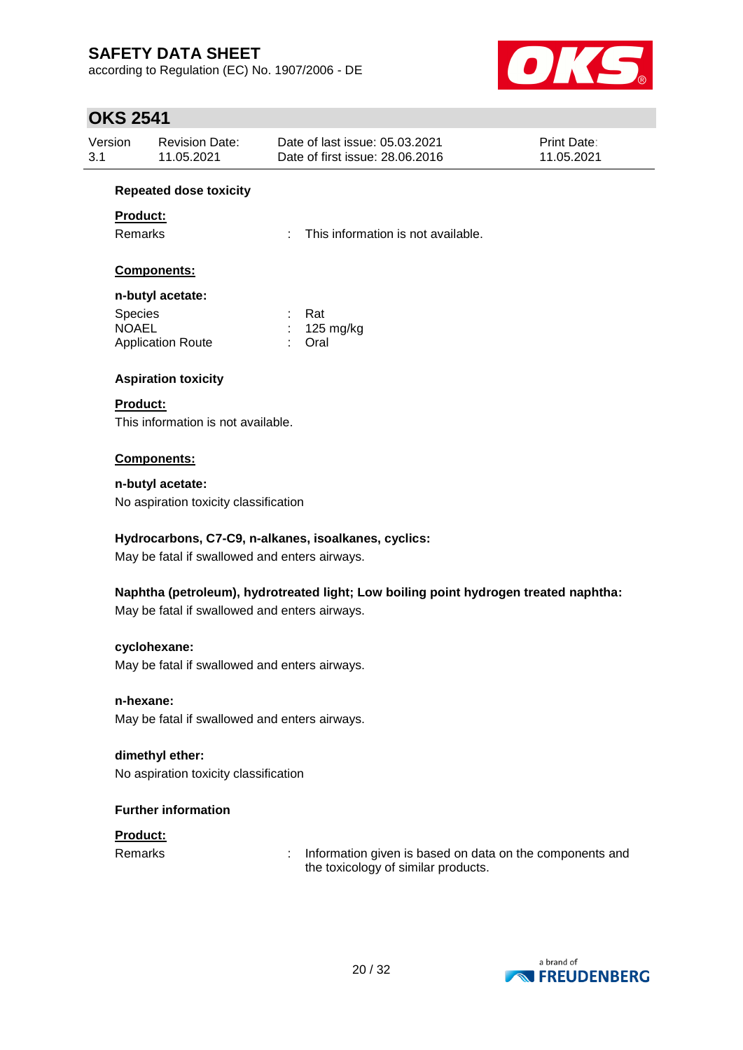**Repeated dose toxicity**

**Product:**

Remarks : This information is not available.

**Components:**

**n-butyl acetate:**

Species : Rat
NOAEL : 125 mg/kg
Application Route : Oral

**Aspiration toxicity**

**Product:**

This information is not available.

**Components:**

**n-butyl acetate:**

No aspiration toxicity classification

**Hydrocarbons, C7-C9, n-alkanes, isoalkanes, cyclics:**

May be fatal if swallowed and enters airways.

**Naphtha (petroleum), hydrotreated light; Low boiling point hydrogen treated naphtha:**

May be fatal if swallowed and enters airways.

**cyclohexane:**

May be fatal if swallowed and enters airways.

**n-hexane:**

May be fatal if swallowed and enters airways.

**dimethyl ether:**

No aspiration toxicity classification

**Further information**

**Product:**

Remarks : Information given is based on data on the components and the toxicology of similar products.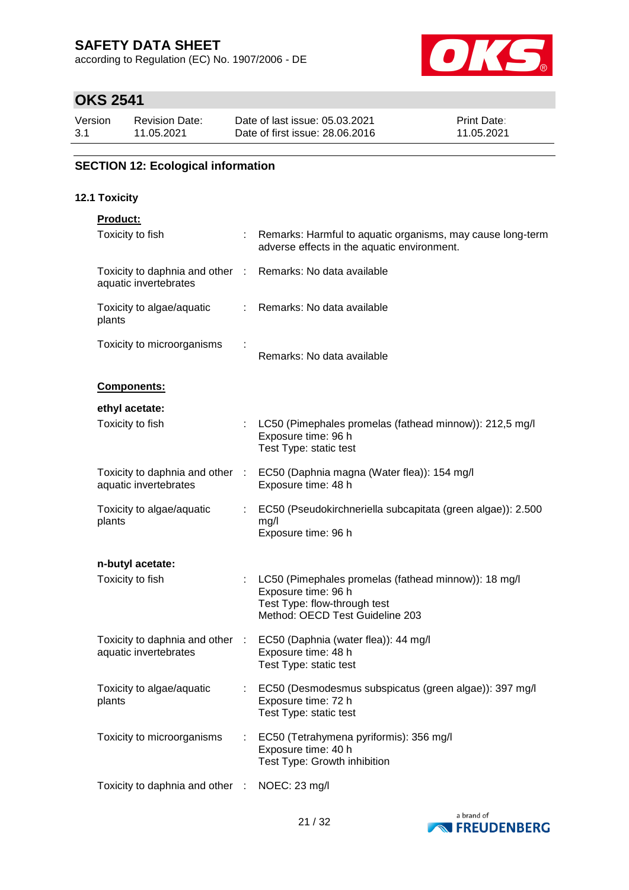## SECTION 12: Ecological information

### 12.1 Toxicity

**Product:**

| | | |
|---|---|---|
| Toxicity to fish | : | Remarks: Harmful to aquatic organisms, may cause long-term adverse effects in the aquatic environment. |
| Toxicity to daphnia and other aquatic invertebrates | : | Remarks: No data available |
| Toxicity to algae/aquatic plants | : | Remarks: No data available |
| Toxicity to microorganisms | : | Remarks: No data available |

**Components:**

**ethyl acetate:**

| | | |
|---|---|---|
| Toxicity to fish | : | LC50 (Pimephales promelas (fathead minnow)): 212,5 mg/l<br>Exposure time: 96 h<br>Test Type: static test |
| Toxicity to daphnia and other aquatic invertebrates | : | EC50 (Daphnia magna (Water flea)): 154 mg/l<br>Exposure time: 48 h |
| Toxicity to algae/aquatic plants | : | EC50 (Pseudokirchneriella subcapitata (green algae)): 2.500 mg/l<br>Exposure time: 96 h |

**n-butyl acetate:**

| | | |
|---|---|---|
| Toxicity to fish | : | LC50 (Pimephales promelas (fathead minnow)): 18 mg/l<br>Exposure time: 96 h<br>Test Type: flow-through test<br>Method: OECD Test Guideline 203 |
| Toxicity to daphnia and other aquatic invertebrates | : | EC50 (Daphnia (water flea)): 44 mg/l<br>Exposure time: 48 h<br>Test Type: static test |
| Toxicity to algae/aquatic plants | : | EC50 (Desmodesmus subspicatus (green algae)): 397 mg/l<br>Exposure time: 72 h<br>Test Type: static test |
| Toxicity to microorganisms | : | EC50 (Tetrahymena pyriformis): 356 mg/l<br>Exposure time: 40 h<br>Test Type: Growth inhibition |
| Toxicity to daphnia and other | : | NOEC: 23 mg/l |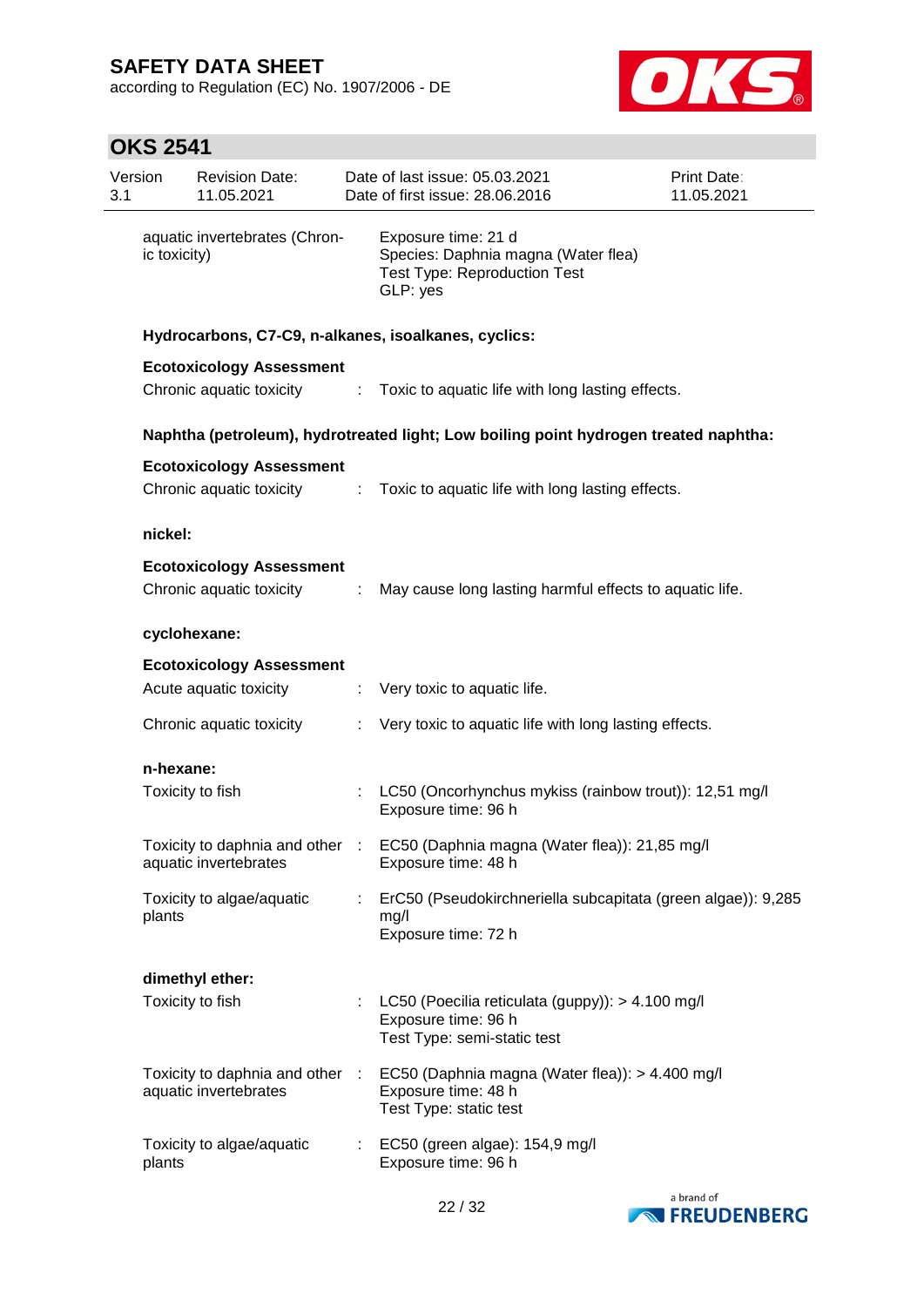| | | |
|---|---|---|
| aquatic invertebrates (Chronic toxicity) | | Exposure time: 21 d<br>Species: Daphnia magna (Water flea)<br>Test Type: Reproduction Test<br>GLP: yes |

**Hydrocarbons, C7-C9, n-alkanes, isoalkanes, cyclics:**

**Ecotoxicology Assessment**

| | | |
|---|---|---|
| Chronic aquatic toxicity | : | Toxic to aquatic life with long lasting effects. |

**Naphtha (petroleum), hydrotreated light; Low boiling point hydrogen treated naphtha:**

**Ecotoxicology Assessment**

| | | |
|---|---|---|
| Chronic aquatic toxicity | : | Toxic to aquatic life with long lasting effects. |

**nickel:**

**Ecotoxicology Assessment**

| | | |
|---|---|---|
| Chronic aquatic toxicity | : | May cause long lasting harmful effects to aquatic life. |

**cyclohexane:**

**Ecotoxicology Assessment**

| | | |
|---|---|---|
| Acute aquatic toxicity | : | Very toxic to aquatic life. |
| Chronic aquatic toxicity | : | Very toxic to aquatic life with long lasting effects. |

**n-hexane:**

| | | |
|---|---|---|
| Toxicity to fish | : | LC50 (Oncorhynchus mykiss (rainbow trout)): 12,51 mg/l<br>Exposure time: 96 h |
| Toxicity to daphnia and other aquatic invertebrates | : | EC50 (Daphnia magna (Water flea)): 21,85 mg/l<br>Exposure time: 48 h |
| Toxicity to algae/aquatic plants | : | ErC50 (Pseudokirchneriella subcapitata (green algae)): 9,285 mg/l<br>Exposure time: 72 h |

**dimethyl ether:**

| | | |
|---|---|---|
| Toxicity to fish | : | LC50 (Poecilia reticulata (guppy)): > 4.100 mg/l<br>Exposure time: 96 h<br>Test Type: semi-static test |
| Toxicity to daphnia and other aquatic invertebrates | : | EC50 (Daphnia magna (Water flea)): > 4.400 mg/l<br>Exposure time: 48 h<br>Test Type: static test |
| Toxicity to algae/aquatic plants | : | EC50 (green algae): 154,9 mg/l<br>Exposure time: 96 h |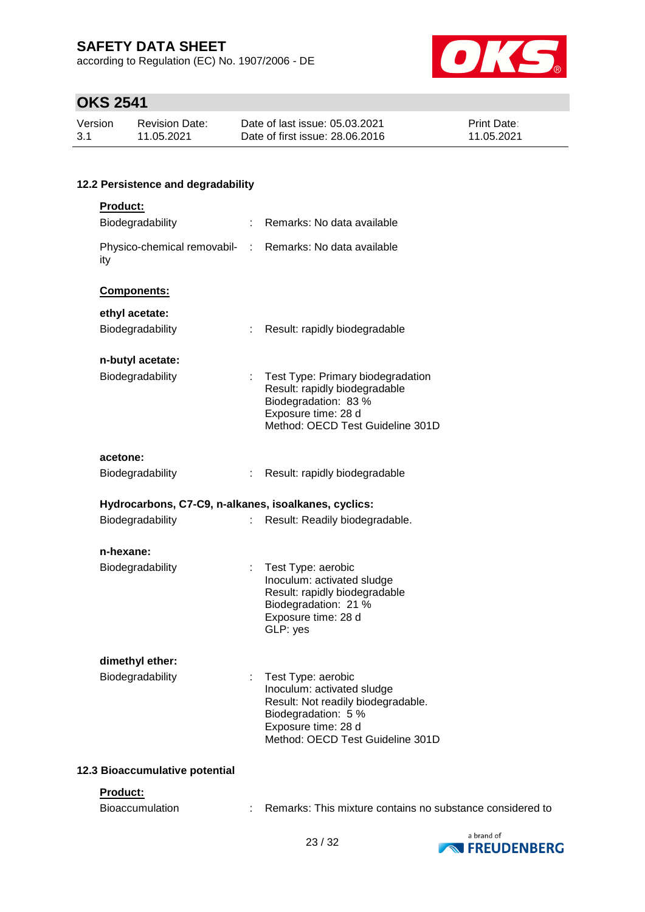### 12.2 Persistence and degradability

**Product:**

| | | |
|---|---|---|
| Biodegradability | : | Remarks: No data available |
| Physico-chemical removability | : | Remarks: No data available |

**Components:**

**ethyl acetate:**

| | | |
|---|---|---|
| Biodegradability | : | Result: rapidly biodegradable |

**n-butyl acetate:**

| | | |
|---|---|---|
| Biodegradability | : | Test Type: Primary biodegradation<br>Result: rapidly biodegradable<br>Biodegradation: 83 %<br>Exposure time: 28 d<br>Method: OECD Test Guideline 301D |

**acetone:**

| | | |
|---|---|---|
| Biodegradability | : | Result: rapidly biodegradable |

**Hydrocarbons, C7-C9, n-alkanes, isoalkanes, cyclics:**

| | | |
|---|---|---|
| Biodegradability | : | Result: Readily biodegradable. |

**n-hexane:**

| | | |
|---|---|---|
| Biodegradability | : | Test Type: aerobic<br>Inoculum: activated sludge<br>Result: rapidly biodegradable<br>Biodegradation: 21 %<br>Exposure time: 28 d<br>GLP: yes |

**dimethyl ether:**

| | | |
|---|---|---|
| Biodegradability | : | Test Type: aerobic<br>Inoculum: activated sludge<br>Result: Not readily biodegradable.<br>Biodegradation: 5 %<br>Exposure time: 28 d<br>Method: OECD Test Guideline 301D |

### 12.3 Bioaccumulative potential

**Product:**

| | | |
|---|---|---|
| Bioaccumulation | : | Remarks: This mixture contains no substance considered to |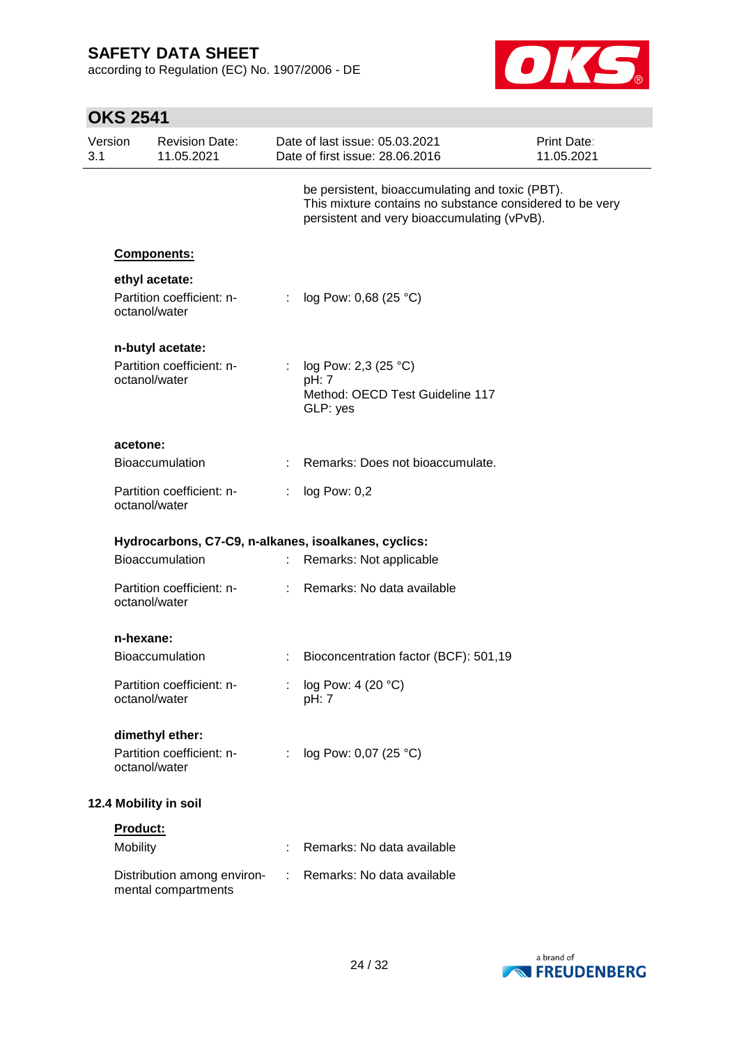be persistent, bioaccumulating and toxic (PBT).
This mixture contains no substance considered to be very persistent and very bioaccumulating (vPvB).

**Components:**

**ethyl acetate:**

Partition coefficient: n-octanol/water : log Pow: 0,68 (25 °C)

**n-butyl acetate:**

Partition coefficient: n-octanol/water : log Pow: 2,3 (25 °C)
pH: 7
Method: OECD Test Guideline 117
GLP: yes

**acetone:**

Bioaccumulation : Remarks: Does not bioaccumulate.

Partition coefficient: n-octanol/water : log Pow: 0,2

**Hydrocarbons, C7-C9, n-alkanes, isoalkanes, cyclics:**

Bioaccumulation : Remarks: Not applicable

Partition coefficient: n-octanol/water : Remarks: No data available

**n-hexane:**

Bioaccumulation : Bioconcentration factor (BCF): 501,19

Partition coefficient: n-octanol/water : log Pow: 4 (20 °C)
pH: 7

**dimethyl ether:**

Partition coefficient: n-octanol/water : log Pow: 0,07 (25 °C)

### 12.4 Mobility in soil

**Product:**

Mobility : Remarks: No data available

Distribution among environmental compartments : Remarks: No data available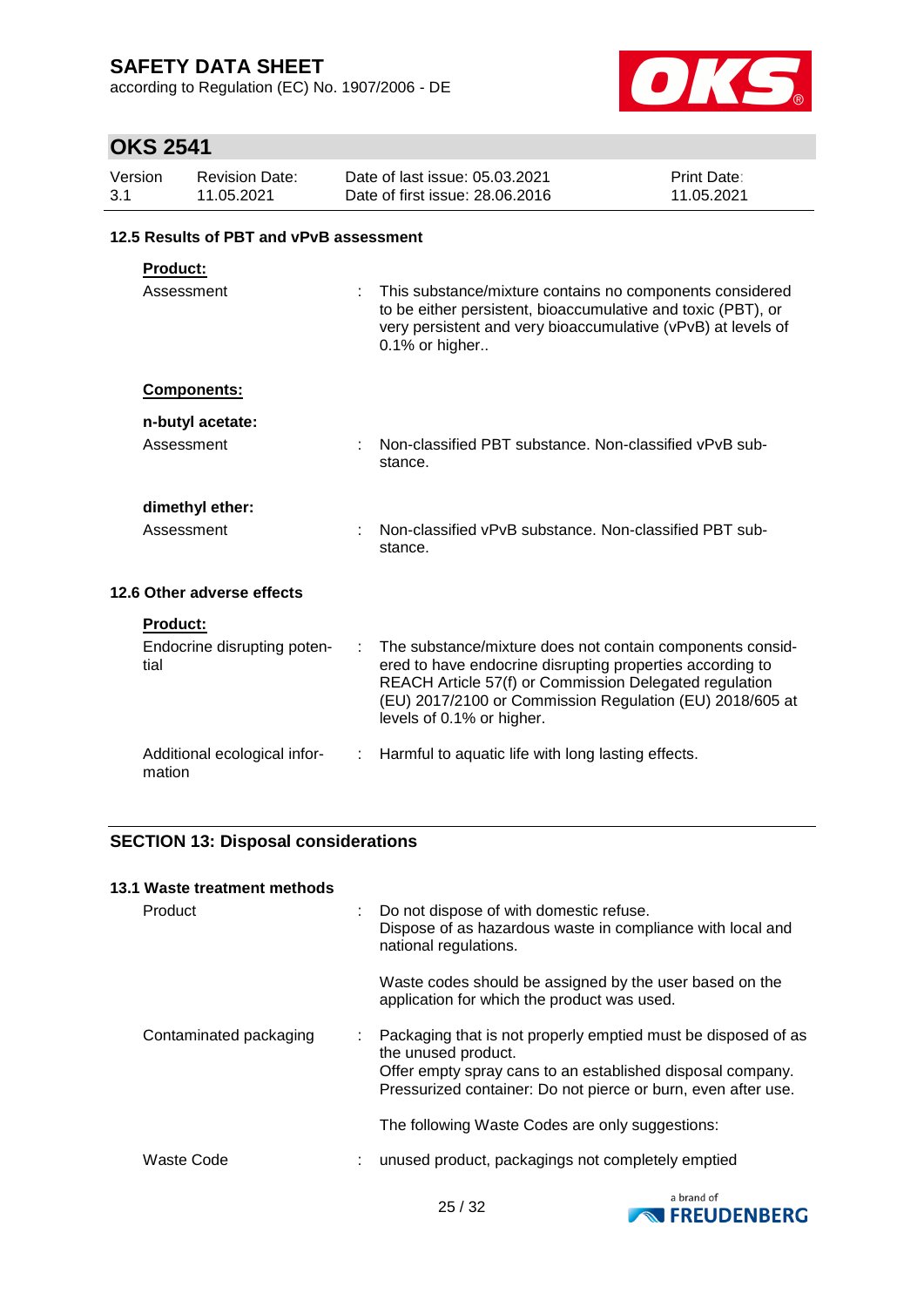### 12.5 Results of PBT and vPvB assessment

**Product:**

| | | |
|---|---|---|
| Assessment | : | This substance/mixture contains no components considered to be either persistent, bioaccumulative and toxic (PBT), or very persistent and very bioaccumulative (vPvB) at levels of 0.1% or higher.. |

**Components:**

**n-butyl acetate:**

| | | |
|---|---|---|
| Assessment | : | Non-classified PBT substance. Non-classified vPvB substance. |

**dimethyl ether:**

| | | |
|---|---|---|
| Assessment | : | Non-classified vPvB substance. Non-classified PBT substance. |

### 12.6 Other adverse effects

**Product:**

| | | |
|---|---|---|
| Endocrine disrupting potential | : | The substance/mixture does not contain components considered to have endocrine disrupting properties according to REACH Article 57(f) or Commission Delegated regulation (EU) 2017/2100 or Commission Regulation (EU) 2018/605 at levels of 0.1% or higher. |
| Additional ecological information | : | Harmful to aquatic life with long lasting effects. |

## SECTION 13: Disposal considerations

### 13.1 Waste treatment methods

| | | |
|---|---|---|
| Product | : | Do not dispose of with domestic refuse.<br>Dispose of as hazardous waste in compliance with local and national regulations.<br><br>Waste codes should be assigned by the user based on the application for which the product was used. |
| Contaminated packaging | : | Packaging that is not properly emptied must be disposed of as the unused product.<br>Offer empty spray cans to an established disposal company.<br>Pressurized container: Do not pierce or burn, even after use.<br><br>The following Waste Codes are only suggestions: |
| Waste Code | : | unused product, packagings not completely emptied |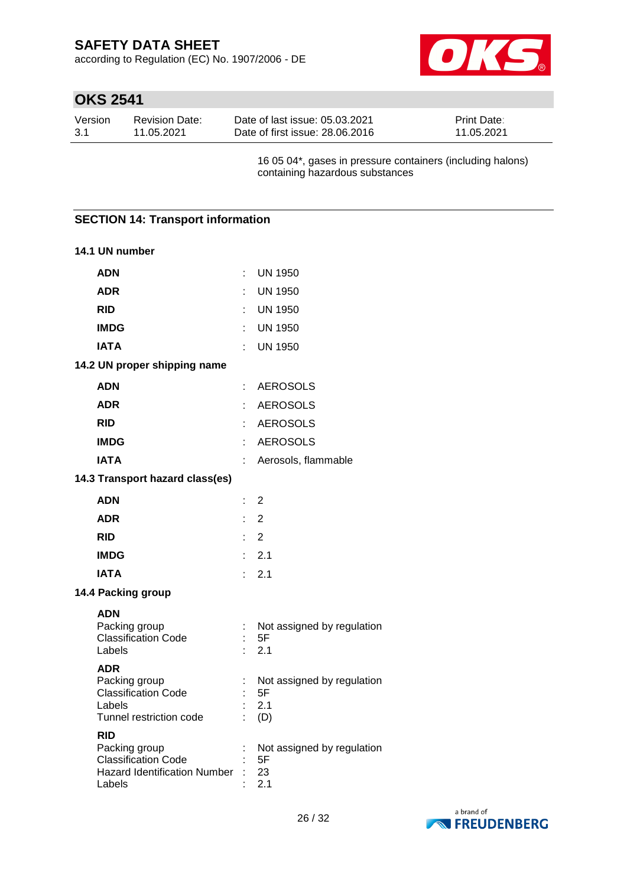16 05 04*, gases in pressure containers (including halons) containing hazardous substances

## SECTION 14: Transport information

### 14.1 UN number

| | | |
|---|---|---|
| **ADN** | : | UN 1950 |
| **ADR** | : | UN 1950 |
| **RID** | : | UN 1950 |
| **IMDG** | : | UN 1950 |
| **IATA** | : | UN 1950 |

### 14.2 UN proper shipping name

| | | |
|---|---|---|
| **ADN** | : | AEROSOLS |
| **ADR** | : | AEROSOLS |
| **RID** | : | AEROSOLS |
| **IMDG** | : | AEROSOLS |
| **IATA** | : | Aerosols, flammable |

### 14.3 Transport hazard class(es)

| | | |
|---|---|---|
| **ADN** | : | 2 |
| **ADR** | : | 2 |
| **RID** | : | 2 |
| **IMDG** | : | 2.1 |
| **IATA** | : | 2.1 |

### 14.4 Packing group

**ADN**

| | | |
|---|---|---|
| Packing group | : | Not assigned by regulation |
| Classification Code | : | 5F |
| Labels | : | 2.1 |

**ADR**

| | | |
|---|---|---|
| Packing group | : | Not assigned by regulation |
| Classification Code | : | 5F |
| Labels | : | 2.1 |
| Tunnel restriction code | : | (D) |

**RID**

| | | |
|---|---|---|
| Packing group | : | Not assigned by regulation |
| Classification Code | : | 5F |
| Hazard Identification Number | : | 23 |
| Labels | : | 2.1 |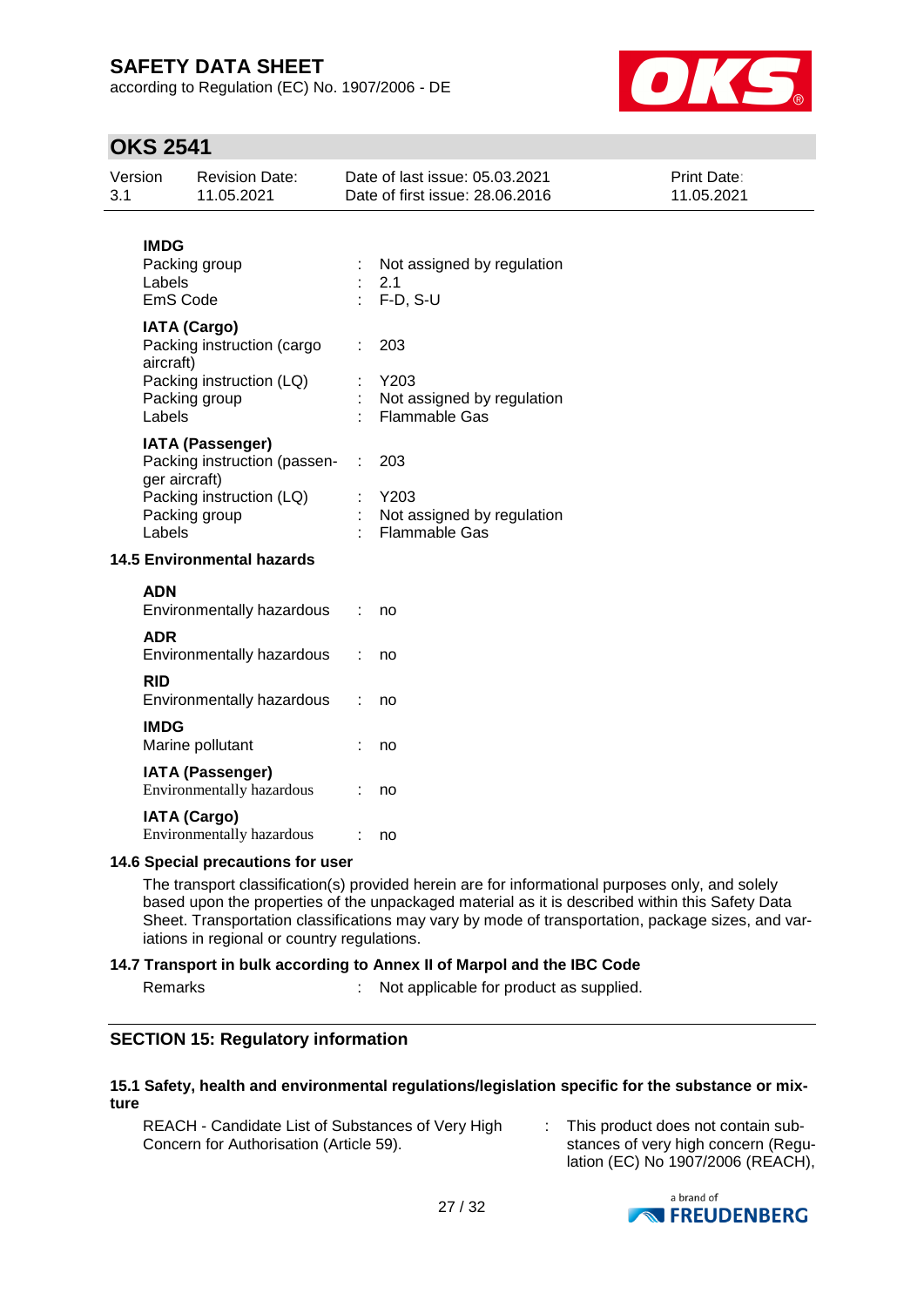**IMDG**

| | | |
|---|---|---|
| Packing group | : | Not assigned by regulation |
| Labels | : | 2.1 |
| EmS Code | : | F-D, S-U |

**IATA (Cargo)**

| | | |
|---|---|---|
| Packing instruction (cargo aircraft) | : | 203 |
| Packing instruction (LQ) | : | Y203 |
| Packing group | : | Not assigned by regulation |
| Labels | : | Flammable Gas |

**IATA (Passenger)**

| | | |
|---|---|---|
| Packing instruction (passenger aircraft) | : | 203 |
| Packing instruction (LQ) | : | Y203 |
| Packing group | : | Not assigned by regulation |
| Labels | : | Flammable Gas |

### 14.5 Environmental hazards

**ADN**

Environmentally hazardous : no

**ADR**

Environmentally hazardous : no

**RID**

Environmentally hazardous : no

**IMDG**

Marine pollutant : no

**IATA (Passenger)**

Environmentally hazardous : no

**IATA (Cargo)**

Environmentally hazardous : no

### 14.6 Special precautions for user

The transport classification(s) provided herein are for informational purposes only, and solely based upon the properties of the unpackaged material as it is described within this Safety Data Sheet. Transportation classifications may vary by mode of transportation, package sizes, and variations in regional or country regulations.

### 14.7 Transport in bulk according to Annex II of Marpol and the IBC Code

Remarks : Not applicable for product as supplied.

## SECTION 15: Regulatory information

### 15.1 Safety, health and environmental regulations/legislation specific for the substance or mixture

REACH - Candidate List of Substances of Very High Concern for Authorisation (Article 59). : This product does not contain substances of very high concern (Regulation (EC) No 1907/2006 (REACH),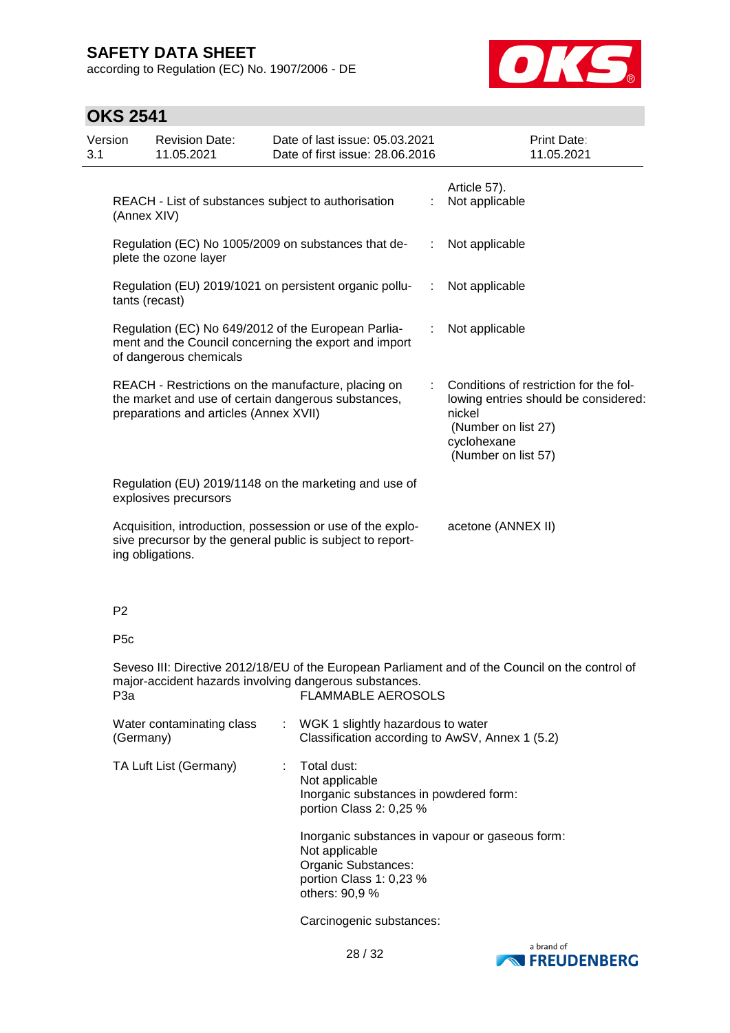Article 57).

| | | |
|---|---|---|
| REACH - List of substances subject to authorisation (Annex XIV) | : | Not applicable |
| Regulation (EC) No 1005/2009 on substances that deplete the ozone layer | : | Not applicable |
| Regulation (EU) 2019/1021 on persistent organic pollutants (recast) | : | Not applicable |
| Regulation (EC) No 649/2012 of the European Parliament and the Council concerning the export and import of dangerous chemicals | : | Not applicable |
| REACH - Restrictions on the manufacture, placing on the market and use of certain dangerous substances, preparations and articles (Annex XVII) | : | Conditions of restriction for the following entries should be considered:<br>nickel<br>(Number on list 27)<br>cyclohexane<br>(Number on list 57) |
| Regulation (EU) 2019/1148 on the marketing and use of explosives precursors | | |
| Acquisition, introduction, possession or use of the explosive precursor by the general public is subject to reporting obligations. | | acetone (ANNEX II) |

P2

P5c

Seveso III: Directive 2012/18/EU of the European Parliament and of the Council on the control of major-accident hazards involving dangerous substances.

P3a FLAMMABLE AEROSOLS

| | | |
|---|---|---|
| Water contaminating class (Germany) | : | WGK 1 slightly hazardous to water<br>Classification according to AwSV, Annex 1 (5.2) |
| TA Luft List (Germany) | : | Total dust:<br>Not applicable<br>Inorganic substances in powdered form:<br>portion Class 2: 0,25 %<br><br>Inorganic substances in vapour or gaseous form:<br>Not applicable<br>Organic Substances:<br>portion Class 1: 0,23 %<br>others: 90,9 %<br><br>Carcinogenic substances: |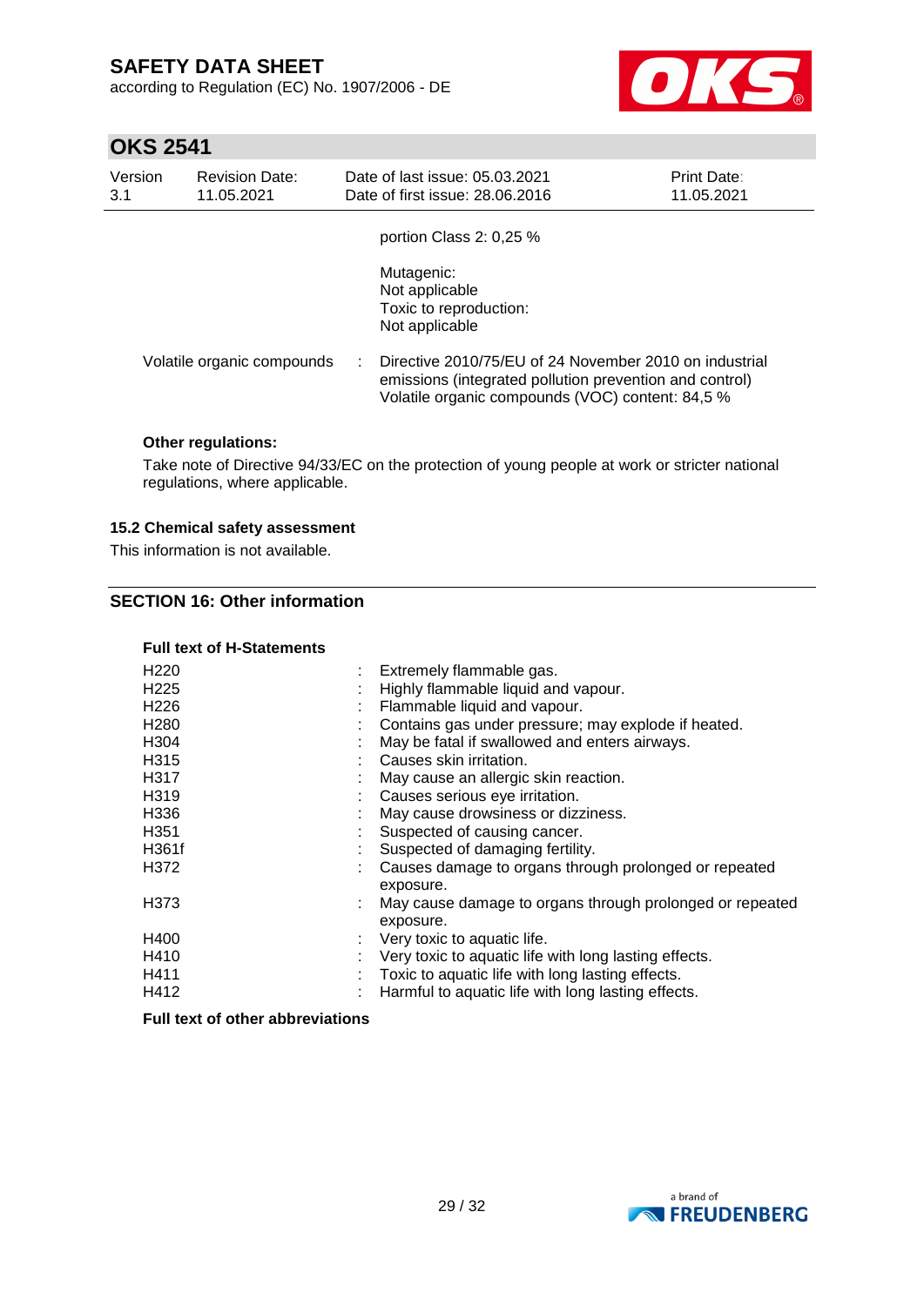portion Class 2: 0,25 %

Mutagenic:
Not applicable
Toxic to reproduction:
Not applicable

Volatile organic compounds : Directive 2010/75/EU of 24 November 2010 on industrial emissions (integrated pollution prevention and control)
Volatile organic compounds (VOC) content: 84,5 %

**Other regulations:**

Take note of Directive 94/33/EC on the protection of young people at work or stricter national regulations, where applicable.

### 15.2 Chemical safety assessment

This information is not available.

## SECTION 16: Other information

**Full text of H-Statements**

| | | |
|---|---|---|
| H220 | : | Extremely flammable gas. |
| H225 | : | Highly flammable liquid and vapour. |
| H226 | : | Flammable liquid and vapour. |
| H280 | : | Contains gas under pressure; may explode if heated. |
| H304 | : | May be fatal if swallowed and enters airways. |
| H315 | : | Causes skin irritation. |
| H317 | : | May cause an allergic skin reaction. |
| H319 | : | Causes serious eye irritation. |
| H336 | : | May cause drowsiness or dizziness. |
| H351 | : | Suspected of causing cancer. |
| H361f | : | Suspected of damaging fertility. |
| H372 | : | Causes damage to organs through prolonged or repeated exposure. |
| H373 | : | May cause damage to organs through prolonged or repeated exposure. |
| H400 | : | Very toxic to aquatic life. |
| H410 | : | Very toxic to aquatic life with long lasting effects. |
| H411 | : | Toxic to aquatic life with long lasting effects. |
| H412 | : | Harmful to aquatic life with long lasting effects. |

**Full text of other abbreviations**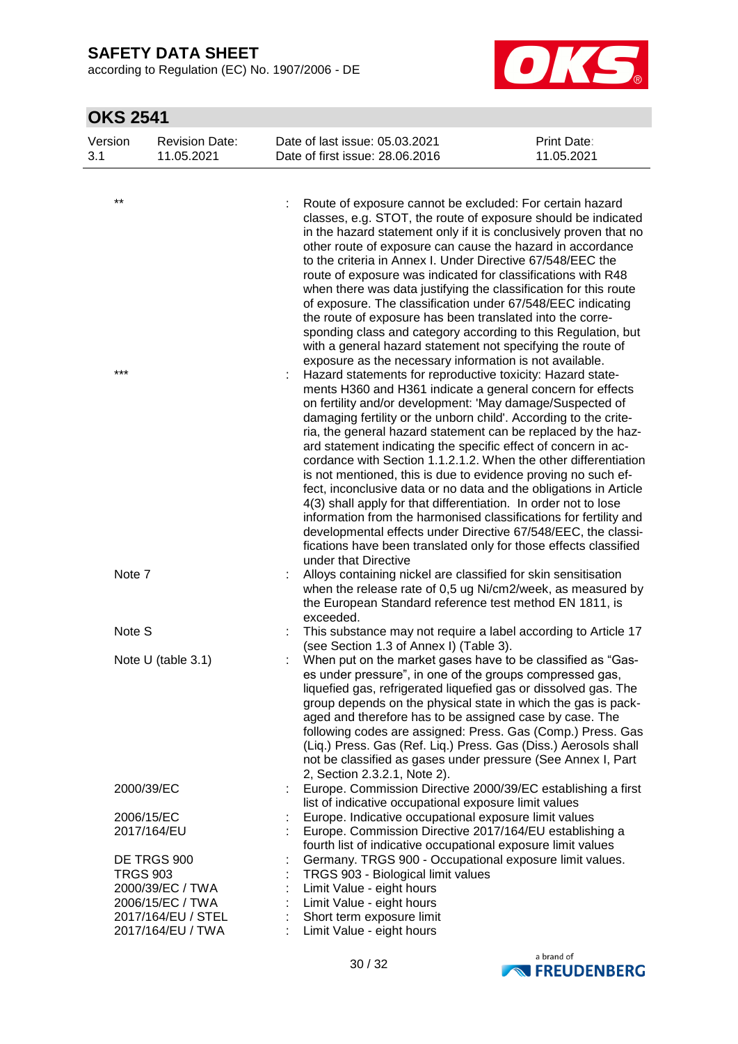| | | |
|---|---|---|
| ** | : | Route of exposure cannot be excluded: For certain hazard classes, e.g. STOT, the route of exposure should be indicated in the hazard statement only if it is conclusively proven that no other route of exposure can cause the hazard in accordance to the criteria in Annex I. Under Directive 67/548/EEC the route of exposure was indicated for classifications with R48 when there was data justifying the classification for this route of exposure. The classification under 67/548/EEC indicating the route of exposure has been translated into the corresponding class and category according to this Regulation, but with a general hazard statement not specifying the route of exposure as the necessary information is not available. |
| *** | : | Hazard statements for reproductive toxicity: Hazard statements H360 and H361 indicate a general concern for effects on fertility and/or development: 'May damage/Suspected of damaging fertility or the unborn child'. According to the criteria, the general hazard statement can be replaced by the hazard statement indicating the specific effect of concern in accordance with Section 1.1.2.1.2. When the other differentiation is not mentioned, this is due to evidence proving no such effect, inconclusive data or no data and the obligations in Article 4(3) shall apply for that differentiation. In order not to lose information from the harmonised classifications for fertility and developmental effects under Directive 67/548/EEC, the classifications have been translated only for those effects classified under that Directive |
| Note 7 | : | Alloys containing nickel are classified for skin sensitisation when the release rate of 0,5 ug Ni/cm2/week, as measured by the European Standard reference test method EN 1811, is exceeded. |
| Note S | : | This substance may not require a label according to Article 17 (see Section 1.3 of Annex I) (Table 3). |
| Note U (table 3.1) | : | When put on the market gases have to be classified as "Gases under pressure", in one of the groups compressed gas, liquefied gas, refrigerated liquefied gas or dissolved gas. The group depends on the physical state in which the gas is packaged and therefore has to be assigned case by case. The following codes are assigned: Press. Gas (Comp.) Press. Gas (Liq.) Press. Gas (Ref. Liq.) Press. Gas (Diss.) Aerosols shall not be classified as gases under pressure (See Annex I, Part 2, Section 2.3.2.1, Note 2). |
| 2000/39/EC | : | Europe. Commission Directive 2000/39/EC establishing a first list of indicative occupational exposure limit values |
| 2006/15/EC | : | Europe. Indicative occupational exposure limit values |
| 2017/164/EU | : | Europe. Commission Directive 2017/164/EU establishing a fourth list of indicative occupational exposure limit values |
| DE TRGS 900 | : | Germany. TRGS 900 - Occupational exposure limit values. |
| TRGS 903 | : | TRGS 903 - Biological limit values |
| 2000/39/EC / TWA | : | Limit Value - eight hours |
| 2006/15/EC / TWA | : | Limit Value - eight hours |
| 2017/164/EU / STEL | : | Short term exposure limit |
| 2017/164/EU / TWA | : | Limit Value - eight hours |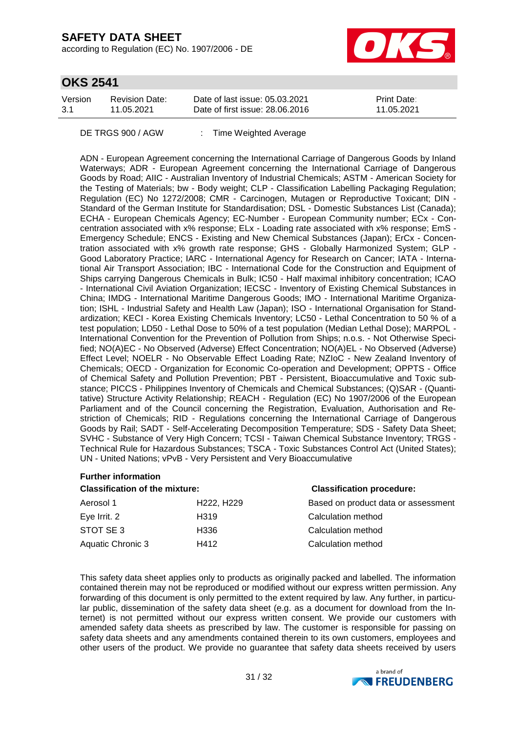DE TRGS 900 / AGW : Time Weighted Average

ADN - European Agreement concerning the International Carriage of Dangerous Goods by Inland Waterways; ADR - European Agreement concerning the International Carriage of Dangerous Goods by Road; AIIC - Australian Inventory of Industrial Chemicals; ASTM - American Society for the Testing of Materials; bw - Body weight; CLP - Classification Labelling Packaging Regulation; Regulation (EC) No 1272/2008; CMR - Carcinogen, Mutagen or Reproductive Toxicant; DIN - Standard of the German Institute for Standardisation; DSL - Domestic Substances List (Canada); ECHA - European Chemicals Agency; EC-Number - European Community number; ECx - Concentration associated with x% response; ELx - Loading rate associated with x% response; EmS - Emergency Schedule; ENCS - Existing and New Chemical Substances (Japan); ErCx - Concentration associated with x% growth rate response; GHS - Globally Harmonized System; GLP - Good Laboratory Practice; IARC - International Agency for Research on Cancer; IATA - International Air Transport Association; IBC - International Code for the Construction and Equipment of Ships carrying Dangerous Chemicals in Bulk; IC50 - Half maximal inhibitory concentration; ICAO - International Civil Aviation Organization; IECSC - Inventory of Existing Chemical Substances in China; IMDG - International Maritime Dangerous Goods; IMO - International Maritime Organization; ISHL - Industrial Safety and Health Law (Japan); ISO - International Organisation for Standardization; KECI - Korea Existing Chemicals Inventory; LC50 - Lethal Concentration to 50 % of a test population; LD50 - Lethal Dose to 50% of a test population (Median Lethal Dose); MARPOL - International Convention for the Prevention of Pollution from Ships; n.o.s. - Not Otherwise Specified; NO(A)EC - No Observed (Adverse) Effect Concentration; NO(A)EL - No Observed (Adverse) Effect Level; NOELR - No Observable Effect Loading Rate; NZIoC - New Zealand Inventory of Chemicals; OECD - Organization for Economic Co-operation and Development; OPPTS - Office of Chemical Safety and Pollution Prevention; PBT - Persistent, Bioaccumulative and Toxic substance; PICCS - Philippines Inventory of Chemicals and Chemical Substances; (Q)SAR - (Quantitative) Structure Activity Relationship; REACH - Regulation (EC) No 1907/2006 of the European Parliament and of the Council concerning the Registration, Evaluation, Authorisation and Restriction of Chemicals; RID - Regulations concerning the International Carriage of Dangerous Goods by Rail; SADT - Self-Accelerating Decomposition Temperature; SDS - Safety Data Sheet; SVHC - Substance of Very High Concern; TCSI - Taiwan Chemical Substance Inventory; TRGS - Technical Rule for Hazardous Substances; TSCA - Toxic Substances Control Act (United States); UN - United Nations; vPvB - Very Persistent and Very Bioaccumulative

**Further information**

| **Classification of the mixture:** | | **Classification procedure:** |
|---|---|---|
| Aerosol 1 | H222, H229 | Based on product data or assessment |
| Eye Irrit. 2 | H319 | Calculation method |
| STOT SE 3 | H336 | Calculation method |
| Aquatic Chronic 3 | H412 | Calculation method |

This safety data sheet applies only to products as originally packed and labelled. The information contained therein may not be reproduced or modified without our express written permission. Any forwarding of this document is only permitted to the extent required by law. Any further, in particular public, dissemination of the safety data sheet (e.g. as a document for download from the Internet) is not permitted without our express written consent. We provide our customers with amended safety data sheets as prescribed by law. The customer is responsible for passing on safety data sheets and any amendments contained therein to its own customers, employees and other users of the product. We provide no guarantee that safety data sheets received by users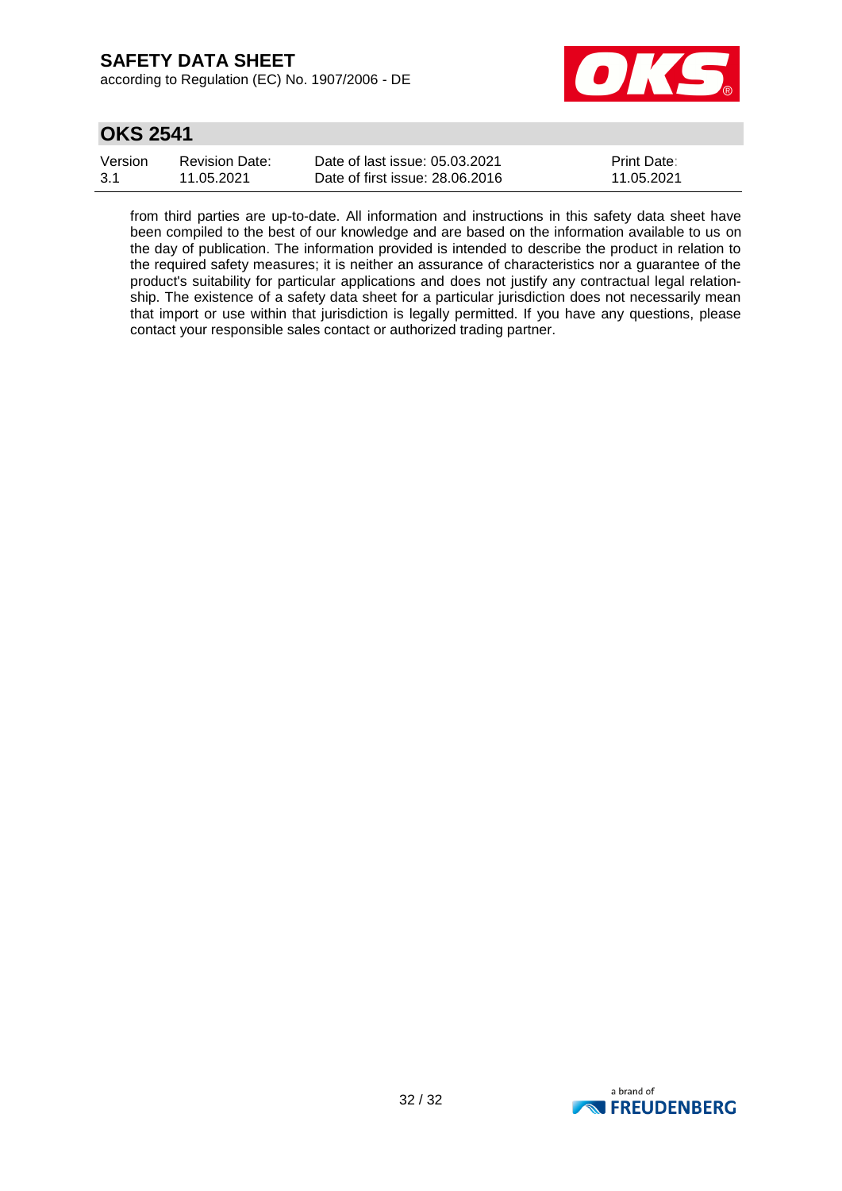from third parties are up-to-date. All information and instructions in this safety data sheet have been compiled to the best of our knowledge and are based on the information available to us on the day of publication. The information provided is intended to describe the product in relation to the required safety measures; it is neither an assurance of characteristics nor a guarantee of the product's suitability for particular applications and does not justify any contractual legal relationship. The existence of a safety data sheet for a particular jurisdiction does not necessarily mean that import or use within that jurisdiction is legally permitted. If you have any questions, please contact your responsible sales contact or authorized trading partner.